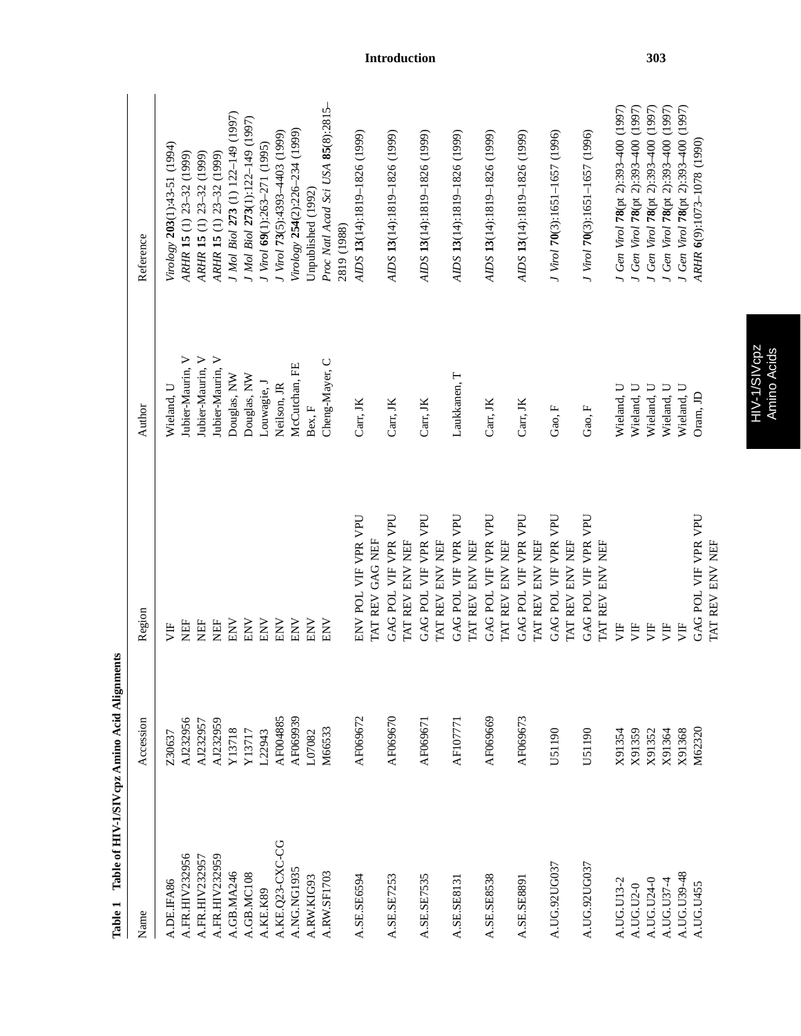**Table 1 Table of HIV-1/SIVcpz Amino Acid Alignments**

| Name | Accession | Region | Author | Reference |
|---|---|---|---|---|
| A.DE.IFA86 | Z30637 | VIF | Wieland, U | *Virology* **203**(1):43-51 (1994) |
| A.FR.HIV232956 | AJ232956 | NEF | Jubier-Maurin, V | *ARHR* **15** (1) 23–32 (1999) |
| A.FR.HIV232957 | AJ232957 | NEF | Jubier-Maurin, V | *ARHR* **15** (1) 23–32 (1999) |
| A.FR.HIV232959 | AJ232959 | NEF | Jubier-Maurin, V | *ARHR* **15** (1) 23–32 (1999) |
| A.GB.MA246 | Y13718 | ENV | Douglas, NW | *J Mol Biol* **273** (1) 122–149 (1997) |
| A.GB.MC108 | Y13717 | ENV | Douglas, NW | *J Mol Biol* **273**(1):122–149 (1997) |
| A.KE.K89 | L22943 | ENV | Louwagie, J | *J Virol* **69**(1):263–271 (1995) |
| A.KE.Q23-CXC-CG | AF004885 | ENV | Neilson, JR | *J Virol* **73**(5):4393–4403 (1999) |
| A.NG.NG1935 | AF069939 | ENV | McCutchan, FE | *Virology* **254**(2):226–234 (1999) |
| A.RW.KIG93 | L07082 | ENV | Bex, F | Unpublished (1992) |
| A.RW.SF1703 | M66533 | ENV | Cheng-Mayer, C | *Proc Natl Acad Sci USA* **85**(8):2815–2819 (1988) |
| A.SE.SE6594 | AF069672 | ENV POL VIF VPR VPU TAT REV GAG NEF | Carr, JK | *AIDS* **13**(14):1819–1826 (1999) |
| A.SE.SE7253 | AF069670 | GAG POL VIF VPR VPU TAT REV ENV NEF | Carr, JK | *AIDS* **13**(14):1819–1826 (1999) |
| A.SE.SE7535 | AF069671 | GAG POL VIF VPR VPU TAT REV ENV NEF | Carr, JK | *AIDS* **13**(14):1819–1826 (1999) |
| A.SE.SE8131 | AF107771 | GAG POL VIF VPR VPU TAT REV ENV NEF | Laukkanen, T | *AIDS* **13**(14):1819–1826 (1999) |
| A.SE.SE8538 | AF069669 | GAG POL VIF VPR VPU TAT REV ENV NEF | Carr, JK | *AIDS* **13**(14):1819–1826 (1999) |
| A.SE.SE8891 | AF069673 | GAG POL VIF VPR VPU TAT REV ENV NEF | Carr, JK | *AIDS* **13**(14):1819–1826 (1999) |
| A.UG.92UG037 | U51190 | GAG POL VIF VPR VPU TAT REV ENV NEF | Gao, F | *J Virol* **70**(3):1651–1657 (1996) |
| A.UG.92UG037 | U51190 | GAG POL VIF VPR VPU TAT REV ENV NEF | Gao, F | *J Virol* **70**(3):1651–1657 (1996) |
| A.UG.U13-2 | X91354 | VIF | Wieland, U | *J Gen Virol* **78**(pt 2):393–400 (1997) |
| A.UG.U2-0 | X91359 | VIF | Wieland, U | *J Gen Virol* **78**(pt 2):393–400 (1997) |
| A.UG.U24-0 | X91352 | VIF | Wieland, U | *J Gen Virol* **78**(pt 2):393–400 (1997) |
| A.UG.U37-4 | X91364 | VIF | Wieland, U | *J Gen Virol* **78**(pt 2):393–400 (1997) |
| A.UG.U39-48 | X91368 | VIF | Wieland, U | *J Gen Virol* **78**(pt 2):393–400 (1997) |
| A.UG.U455 | M62320 | GAG POL VIF VPR VPU TAT REV ENV NEF | Oram, JD | *ARHR* **6**(9):1073–1078 (1990) |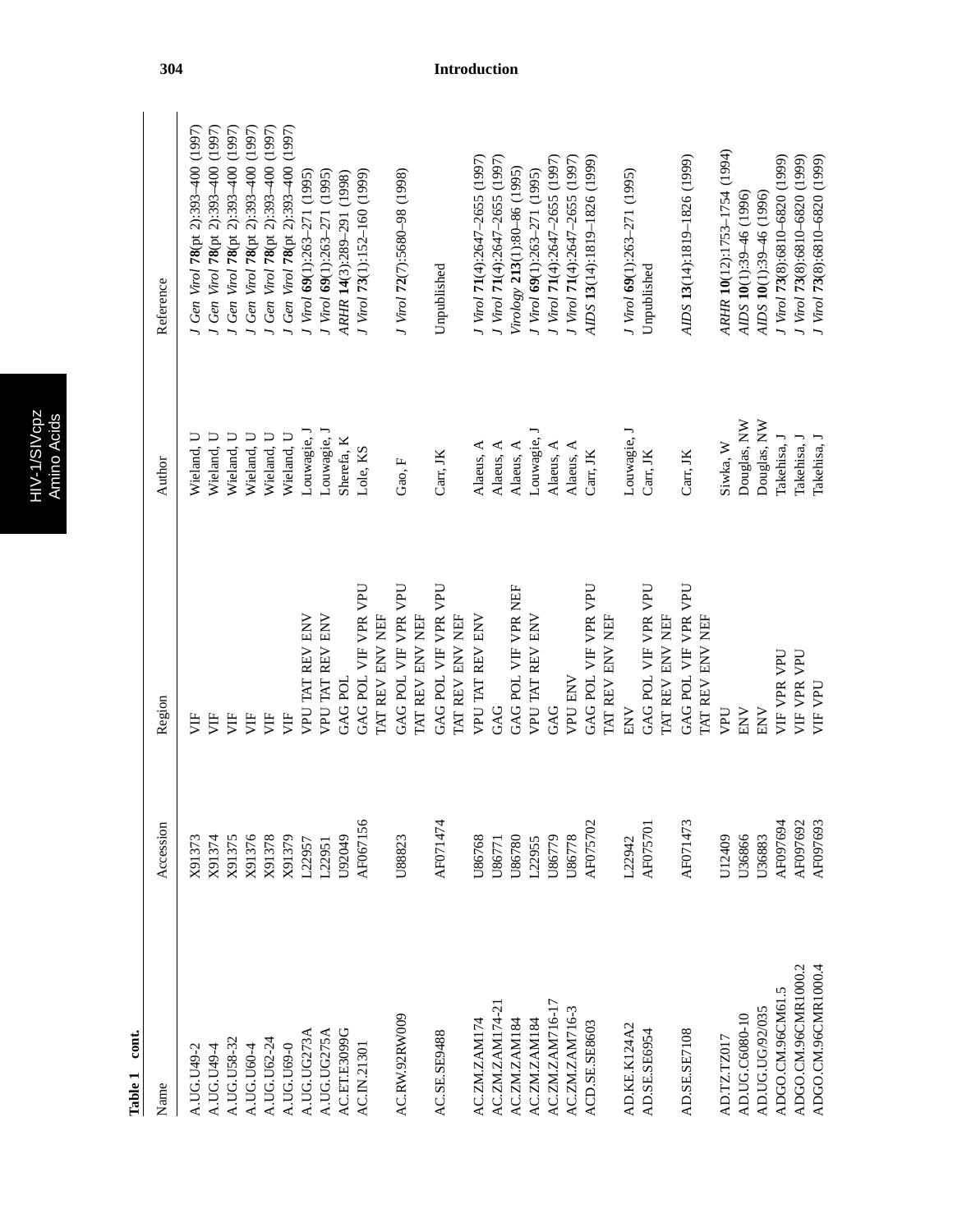**Table 1 cont.**

| Name | Accession | Region | Author | Reference |
|---|---|---|---|---|
| A.UG.U49-2 | X91373 | VIF | Wieland, U | *J Gen Virol* **78**(pt 2):393–400 (1997) |
| A.UG.U49-4 | X91374 | VIF | Wieland, U | *J Gen Virol* **78**(pt 2):393–400 (1997) |
| A.UG.U58-32 | X91375 | VIF | Wieland, U | *J Gen Virol* **78**(pt 2):393–400 (1997) |
| A.UG.U60-4 | X91376 | VIF | Wieland, U | *J Gen Virol* **78**(pt 2):393–400 (1997) |
| A.UG.U62-24 | X91378 | VIF | Wieland, U | *J Gen Virol* **78**(pt 2):393–400 (1997) |
| A.UG.U69-0 | X91379 | VIF | Wieland, U | *J Gen Virol* **78**(pt 2):393–400 (1997) |
| A.UG.UG273A | L22957 | VPU TAT REV ENV | Louwagie, J | *J Virol* **69**(1):263–271 (1995) |
| A.UG.UG275A | L22951 | VPU TAT REV ENV | Louwagie, J | *J Virol* **69**(1):263–271 (1995) |
| AC.ET.E3099G | U92049 | GAG POL | Sherefa, K | *ARHR* **14**(3):289–291 (1998) |
| AC.IN.21301 | AF067156 | GAG POL VIF VPR VPU TAT REV ENV NEF | Lole, KS | *J Virol* **73**(1):152–160 (1999) |
| AC.RW.92RW009 | U88823 | GAG POL VIF VPR VPU TAT REV ENV NEF | Gao, F | *J Virol* **72**(7):5680–98 (1998) |
| AC.SE.SE9488 | AF071474 | GAG POL VIF VPR VPU TAT REV ENV NEF | Carr, JK | Unpublished |
| AC.ZM.ZAM174 | U86768 | VPU TAT REV ENV | Alaeus, A | *J Virol* **71**(4):2647–2655 (1997) |
| AC.ZM.ZAM174-21 | U86771 | GAG | Alaeus, A | *J Virol* **71**(4):2647–2655 (1997) |
| AC.ZM.ZAM184 | U86780 | GAG POL VIF VPR NEF | Alaeus, A | *Virology* **213**(1):80–86 (1995) |
| AC.ZM.ZAM184 | L22955 | VPU TAT REV ENV | Louwagie, J | *J Virol* **69**(1):263–271 (1995) |
| AC.ZM.ZAM716-17 | U86779 | GAG | Alaeus, A | *J Virol* **71**(4):2647–2655 (1997) |
| AC.ZM.ZAM716-3 | U86778 | VPU ENV | Alaeus, A | *J Virol* **71**(4):2647–2655 (1997) |
| ACD.SE.SE8603 | AF075702 | GAG POL VIF VPR VPU TAT REV ENV NEF | Carr, JK | *AIDS* **13**(14):1819–1826 (1999) |
| AD.KE.K124A2 | L22942 | ENV | Louwagie, J | *J Virol* **69**(1):263–271 (1995) |
| AD.SE.SE6954 | AF075701 | GAG POL VIF VPR VPU TAT REV ENV NEF | Carr, JK | Unpublished |
| AD.SE.SE7108 | AF071473 | GAG POL VIF VPR VPU TAT REV ENV NEF | Carr, JK | *AIDS* **13**(14):1819–1826 (1999) |
| AD.TZ.TZ017 | U12409 | VPU | Siwka, W | *ARHR* **10**(12):1753–1754 (1994) |
| AD.UG.C6080-10 | U36866 | ENV | Douglas, NW | *AIDS* **10**(1):39–46 (1996) |
| AD.UG.UG/92/035 | U36883 | ENV | Douglas, NW | *AIDS* **10**(1):39–46 (1996) |
| ADGO.CM.96CM61.5 | AF097694 | VIF VPR VPU | Takehisa, J | *J Virol* **73**(8):6810–6820 (1999) |
| ADGO.CM.96CMR1000.2 | AF097692 | VIF VPR VPU | Takehisa, J | *J Virol* **73**(8):6810–6820 (1999) |
| ADGO.CM.96CMR1000.4 | AF097693 | VIF VPU | Takehisa, J | *J Virol* **73**(8):6810–6820 (1999) |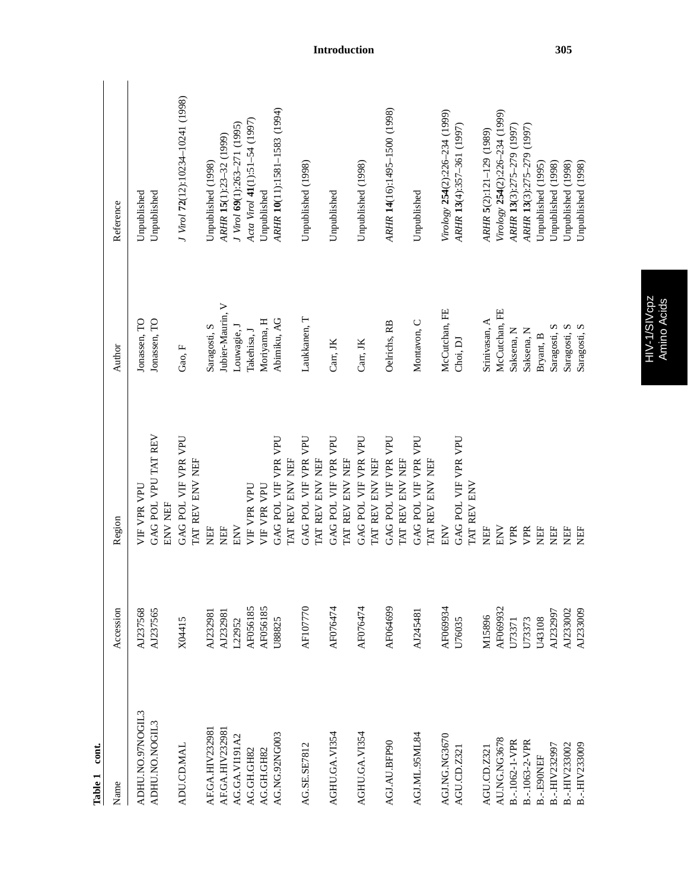**Table 1 cont.**

| Name | Accession | Region | Author | Reference |
|---|---|---|---|---|
| ADHU.NO.97NOGIL3 | AJ237568 | VIF VPR VPU | Jonassen, TO | Unpublished |
| ADHU.NO.NOGIL3 | AJ237565 | GAG POL VPU TAT REV ENV NEF | Jonassen, TO | Unpublished |
| ADU.CD.MAL | X04415 | GAG POL VIF VPR VPU TAT REV ENV NEF | Gao, F | *J Virol* **72**(12):10234–10241 (1998) |
| AF.GA.HIV232981 | AJ232981 | NEF | Saragosti, S | Unpublished (1998) |
| AF.GA.HIV232981 | AJ232981 | NEF | Jubier-Maurin, V | *ARHR* **15**(1):23–32 (1999) |
| AG.GA.VI191A2 | L22952 | ENV | Louwagie, J | *J Virol* **69**(1):263–271 (1995) |
| AG.GH.GH82 | AF056185 | VIF VPR VPU | Takehisa, J | *Acta Virol* **41**(1):51–54 (1997) |
| AG.GH.GH82 | AF056185 | VIF VPR VPU | Moriyama, H | Unpublished |
| AG.NG.92NG003 | U88825 | GAG POL VIF VPR VPU TAT REV ENV NEF | Abimiku, AG | *ARHR* **10**(11):1581–1583 (1994) |
| AG.SE.SE7812 | AF107770 | GAG POL VIF VPR VPU TAT REV ENV NEF | Laukkanen, T | Unpublished (1998) |
| AGHU.GA.VI354 | AF076474 | GAG POL VIF VPR VPU TAT REV ENV NEF | Carr, JK | Unpublished |
| AGHU.GA.VI354 | AF076474 | GAG POL VIF VPR VPU TAT REV ENV NEF | Carr, JK | Unpublished (1998) |
| AGJ.AU.BFP90 | AF064699 | GAG POL VIF VPR VPU TAT REV ENV NEF | Oelrichs, RB | *ARHR* **14**(16):1495–1500 (1998) |
| AGJ.ML.95ML84 | AJ245481 | GAG POL VIF VPR VPU TAT REV ENV NEF | Montavon, C | Unpublished |
| AGJ.NG.NG3670 | AF069934 | ENV | McCutchan, FE | *Virology* **254**(2):226–234 (1999) |
| AGU.CD.Z321 | U76035 | GAG POL VIF VPR VPU TAT REV ENV | Choi, DJ | *ARHR* **13**(4):357–361 (1997) |
| AGU.CD.Z321 | M15896 | NEF | Srinivasan, A | *ARHR* **5**(2):121–129 (1989) |
| AU.NG.NG3678 | AF069932 | ENV | McCutchan, FE | *Virology* **254**(2):226–234 (1999) |
| B.-.1062-1-VPR | U73371 | VPR | Saksena, N | *ARHR* **13**(3):275–279 (1997) |
| B.-.1063-2-VPR | U73373 | VPR | Saksena, N | *ARHR* **13**(3):275–279 (1997) |
| B.-.E90NEF | U43108 | NEF | Bryant, B | Unpublished (1995) |
| B.-.HIV232997 | AJ232997 | NEF | Saragosti, S | Unpublished (1998) |
| B.-.HIV233002 | AJ233002 | NEF | Saragosti, S | Unpublished (1998) |
| B.-.HIV233009 | AJ233009 | NEF | Saragosti, S | Unpublished (1998) |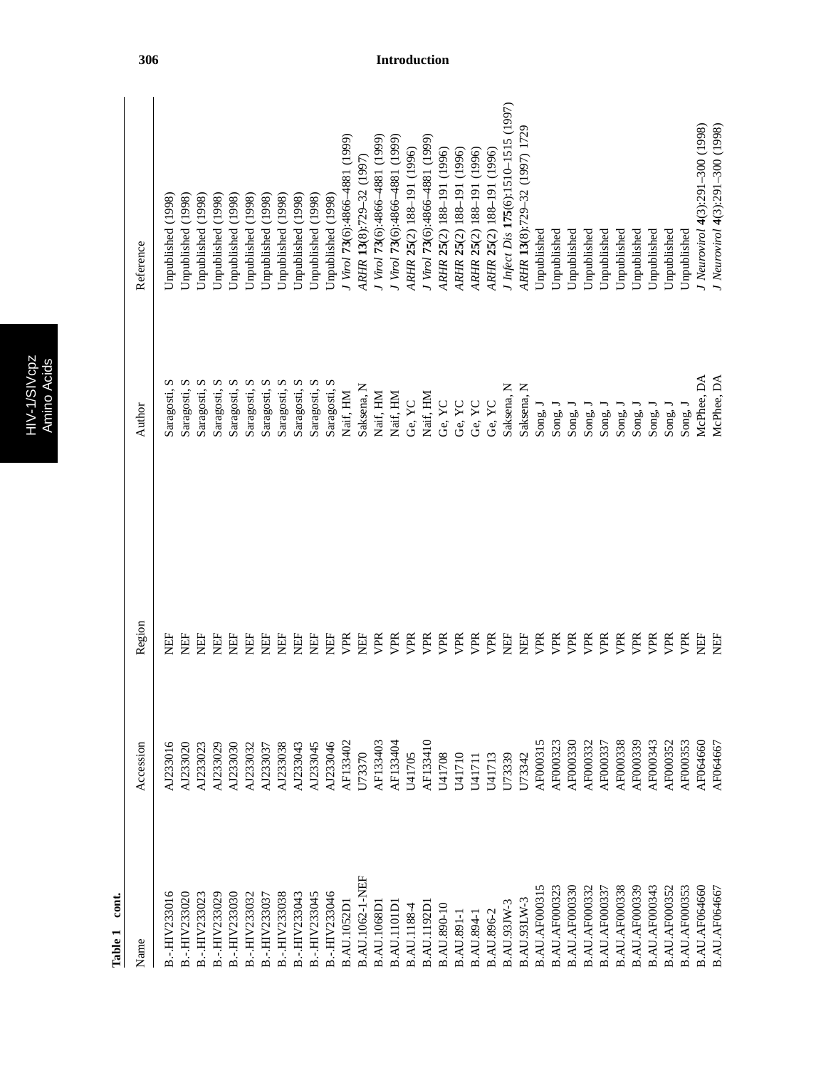**Table 1 cont.**

| Name | Accession | Region | Author | Reference |
|---|---|---|---|---|
| B.-.HIV233016 | AJ233016 | NEF | Saragosti, S | Unpublished (1998) |
| B.-.HIV233020 | AJ233020 | NEF | Saragosti, S | Unpublished (1998) |
| B.-.HIV233023 | AJ233023 | NEF | Saragosti, S | Unpublished (1998) |
| B.-.HIV233029 | AJ233029 | NEF | Saragosti, S | Unpublished (1998) |
| B.-.HIV233030 | AJ233030 | NEF | Saragosti, S | Unpublished (1998) |
| B.-.HIV233032 | AJ233032 | NEF | Saragosti, S | Unpublished (1998) |
| B.-.HIV233037 | AJ233037 | NEF | Saragosti, S | Unpublished (1998) |
| B.-.HIV233038 | AJ233038 | NEF | Saragosti, S | Unpublished (1998) |
| B.-.HIV233043 | AJ233043 | NEF | Saragosti, S | Unpublished (1998) |
| B.-.HIV233045 | AJ233045 | NEF | Saragosti, S | Unpublished (1998) |
| B.-.HIV233046 | AJ233046 | NEF | Saragosti, S | Unpublished (1998) |
| B.AU.1052D1 | AF133402 | VPR | Naif, HM | *J Virol* **73**(6):4866–4881 (1999) |
| B.AU.1062-1-NEF | U73370 | NEF | Saksena, N | *ARHR* **13**(8):729–32 (1997) |
| B.AU.1068D1 | AF133403 | VPR | Naif, HM | *J Virol* **73**(6):4866–4881 (1999) |
| B.AU.1101D1 | AF133404 | VPR | Naif, HM | *J Virol* **73**(6):4866–4881 (1999) |
| B.AU.1188-4 | U41705 | VPR | Ge, YC | *ARHR* **25**(2) 188–191 (1996) |
| B.AU.1192D1 | AF133410 | VPR | Naif, HM | *J Virol* **73**(6):4866–4881 (1999) |
| B.AU.890-10 | U41708 | VPR | Ge, YC | *ARHR* **25**(2) 188–191 (1996) |
| B.AU.891-1 | U41710 | VPR | Ge, YC | *ARHR* **25**(2) 188–191 (1996) |
| B.AU.894-1 | U41711 | VPR | Ge, YC | *ARHR* **25**(2) 188–191 (1996) |
| B.AU.896-2 | U41713 | VPR | Ge, YC | *ARHR* **25**(2) 188–191 (1996) |
| B.AU.93JW-3 | U73339 | NEF | Saksena, N | *J Infect Dis* **175**(6):1510–1515 (1997) |
| B.AU.93LW-3 | U73342 | NEF | Saksena, N | *ARHR* **13**(8):729–32 (1997) 1729 |
| B.AU.AF000315 | AF000315 | VPR | Song, J | Unpublished |
| B.AU.AF000323 | AF000323 | VPR | Song, J | Unpublished |
| B.AU.AF000330 | AF000330 | VPR | Song, J | Unpublished |
| B.AU.AF000332 | AF000332 | VPR | Song, J | Unpublished |
| B.AU.AF000337 | AF000337 | VPR | Song, J | Unpublished |
| B.AU.AF000338 | AF000338 | VPR | Song, J | Unpublished |
| B.AU.AF000339 | AF000339 | VPR | Song, J | Unpublished |
| B.AU.AF000343 | AF000343 | VPR | Song, J | Unpublished |
| B.AU.AF000352 | AF000352 | VPR | Song, J | Unpublished |
| B.AU.AF000353 | AF000353 | VPR | Song, J | Unpublished |
| B.AU.AF064660 | AF064660 | NEF | McPhee, DA | *J Neurovirol* **4**(3):291–300 (1998) |
| B.AU.AF064667 | AF064667 | NEF | McPhee, DA | *J Neurovirol* **4**(3):291–300 (1998) |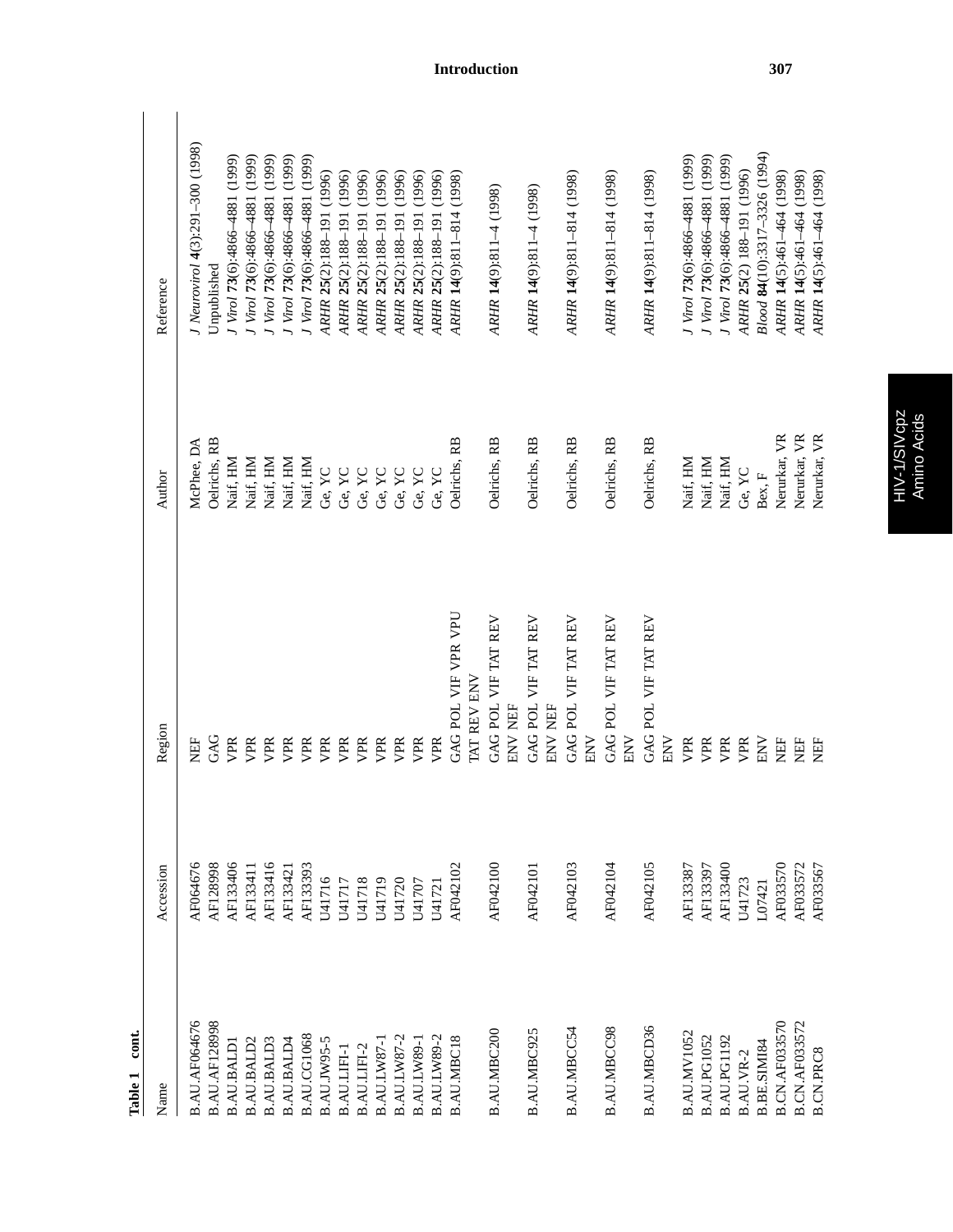**Table 1 cont.**

| Name | Accession | Region | Author | Reference |
|---|---|---|---|---|
| B.AU.AF064676 | AF064676 | NEF | McPhee, DA | *J Neurovirol* **4**(3):291–300 (1998) |
| B.AU.AF128998 | AF128998 | GAG | Oelrichs, RB | Unpublished |
| B.AU.BALD1 | AF133406 | VPR | Naif, HM | *J Virol* **73**(6):4866–4881 (1999) |
| B.AU.BALD2 | AF133411 | VPR | Naif, HM | *J Virol* **73**(6):4866–4881 (1999) |
| B.AU.BALD3 | AF133416 | VPR | Naif, HM | *J Virol* **73**(6):4866–4881 (1999) |
| B.AU.BALD4 | AF133421 | VPR | Naif, HM | *J Virol* **73**(6):4866–4881 (1999) |
| B.AU.CG1068 | AF133393 | VPR | Naif, HM | *J Virol* **73**(6):4866–4881 (1999) |
| B.AU.JW95-5 | U41716 | VPR | Ge, YC | *ARHR* **25**(2):188–191 (1996) |
| B.AU.LIFI-1 | U41717 | VPR | Ge, YC | *ARHR* **25**(2):188–191 (1996) |
| B.AU.LIFI-2 | U41718 | VPR | Ge, YC | *ARHR* **25**(2):188–191 (1996) |
| B.AU.LW87-1 | U41719 | VPR | Ge, YC | *ARHR* **25**(2):188–191 (1996) |
| B.AU.LW87-2 | U41720 | VPR | Ge, YC | *ARHR* **25**(2):188–191 (1996) |
| B.AU.LW89-1 | U41707 | VPR | Ge, YC | *ARHR* **25**(2):188–191 (1996) |
| B.AU.LW89-2 | U41721 | VPR | Ge, YC | *ARHR* **25**(2):188–191 (1996) |
| B.AU.MBC18 | AF042102 | GAG POL VIF VPR VPU TAT REV ENV | Oelrichs, RB | *ARHR* **14**(9):811–814 (1998) |
| B.AU.MBC200 | AF042100 | GAG POL VIF TAT REV ENV NEF | Oelrichs, RB | *ARHR* **14**(9):811–4 (1998) |
| B.AU.MBC925 | AF042101 | GAG POL VIF TAT REV ENV NEF | Oelrichs, RB | *ARHR* **14**(9):811–4 (1998) |
| B.AU.MBCC54 | AF042103 | GAG POL VIF TAT REV ENV | Oelrichs, RB | *ARHR* **14**(9):811–814 (1998) |
| B.AU.MBCC98 | AF042104 | GAG POL VIF TAT REV ENV | Oelrichs, RB | *ARHR* **14**(9):811–814 (1998) |
| B.AU.MBCD36 | AF042105 | GAG POL VIF TAT REV ENV | Oelrichs, RB | *ARHR* **14**(9):811–814 (1998) |
| B.AU.MV1052 | AF133387 | VPR | Naif, HM | *J Virol* **73**(6):4866–4881 (1999) |
| B.AU.PG1052 | AF133397 | VPR | Naif, HM | *J Virol* **73**(6):4866–4881 (1999) |
| B.AU.PG1192 | AF133400 | VPR | Naif, HM | *J Virol* **73**(6):4866–4881 (1999) |
| B.AU.VR-2 | U41723 | VPR | Ge, YC | *ARHR* **25**(2) 188–191 (1996) |
| B.BE.SIMI84 | L07421 | ENV | Bex, F | *Blood* **84**(10):3317–3326 (1994) |
| B.CN.AF033570 | AF033570 | NEF | Nerurkar, VR | *ARHR* **14**(5):461–464 (1998) |
| B.CN.AF033572 | AF033572 | NEF | Nerurkar, VR | *ARHR* **14**(5):461–464 (1998) |
| B.CN.PRC8 | AF033567 | NEF | Nerurkar, VR | *ARHR* **14**(5):461–464 (1998) |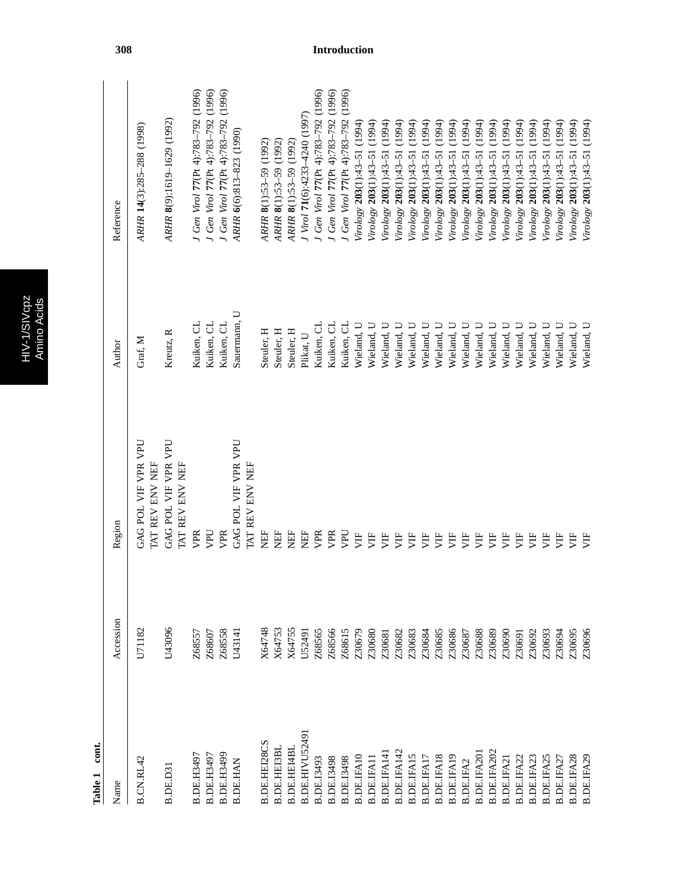**Table 1 cont.**

| Name | Accession | Region | Author | Reference |
|---|---|---|---|---|
| B.CN.RL42 | U71182 | GAG POL VIF VPR VPU TAT REV ENV NEF | Graf, M | *ARHR* **14**(3):285–288 (1998) |
| B.DE.D31 | U43096 | GAG POL VIF VPR VPU TAT REV ENV NEF | Kreutz, R | *ARHR* **8**(9):1619–1629 (1992) |
| B.DE.H3497 | Z68557 | VPR | Kuiken, CL | *J Gen Virol* **77**(Pt 4):783–792 (1996) |
| B.DE.H3497 | Z68607 | VPU | Kuiken, CL | *J Gen Virol* **77**(Pt 4):783–792 (1996) |
| B.DE.H3499 | Z68558 | VPR | Kuiken, CL | *J Gen Virol* **77**(Pt 4):783–792 (1996) |
| B.DE.HAN | U43141 | GAG POL VIF VPR VPU TAT REV ENV NEF | Sauermann, U | *ARHR* **6**(6):813–823 (1990) |
| B.DE.HEI28CS | X64748 | NEF | Steuler, H | *ARHR* **8**(1):53–59 (1992) |
| B.DE.HEI3BL | X64753 | NEF | Steuler, H | *ARHR* **8**(1):53–59 (1992) |
| B.DE.HEI4BL | X64755 | NEF | Steuler, H | *ARHR* **8**(1):53–59 (1992) |
| B.DE.HIVU52491 | U52491 | NEF | Plikat, U | *J Virol* **71**(6):4233–4240 (1997) |
| B.DE.I3493 | Z68565 | VPR | Kuiken, CL | *J Gen Virol* **77**(Pt 4):783–792 (1996) |
| B.DE.I3498 | Z68566 | VPR | Kuiken, CL | *J Gen Virol* **77**(Pt 4):783–792 (1996) |
| B.DE.I3498 | Z68615 | VPU | Kuiken, CL | *J Gen Virol* **77**(Pt 4):783–792 (1996) |
| B.DE.IFA10 | Z30679 | VIF | Wieland, U | *Virology* **203**(1):43–51 (1994) |
| B.DE.IFA11 | Z30680 | VIF | Wieland, U | *Virology* **203**(1):43–51 (1994) |
| B.DE.IFA141 | Z30681 | VIF | Wieland, U | *Virology* **203**(1):43–51 (1994) |
| B.DE.IFA142 | Z30682 | VIF | Wieland, U | *Virology* **203**(1):43–51 (1994) |
| B.DE.IFA15 | Z30683 | VIF | Wieland, U | *Virology* **203**(1):43–51 (1994) |
| B.DE.IFA17 | Z30684 | VIF | Wieland, U | *Virology* **203**(1):43–51 (1994) |
| B.DE.IFA18 | Z30685 | VIF | Wieland, U | *Virology* **203**(1):43–51 (1994) |
| B.DE.IFA19 | Z30686 | VIF | Wieland, U | *Virology* **203**(1):43–51 (1994) |
| B.DE.IFA2 | Z30687 | VIF | Wieland, U | *Virology* **203**(1):43–51 (1994) |
| B.DE.IFA201 | Z30688 | VIF | Wieland, U | *Virology* **203**(1):43–51 (1994) |
| B.DE.IFA202 | Z30689 | VIF | Wieland, U | *Virology* **203**(1):43–51 (1994) |
| B.DE.IFA21 | Z30690 | VIF | Wieland, U | *Virology* **203**(1):43–51 (1994) |
| B.DE.IFA22 | Z30691 | VIF | Wieland, U | *Virology* **203**(1):43–51 (1994) |
| B.DE.IFA23 | Z30692 | VIF | Wieland, U | *Virology* **203**(1):43–51 (1994) |
| B.DE.IFA25 | Z30693 | VIF | Wieland, U | *Virology* **203**(1):43–51 (1994) |
| B.DE.IFA27 | Z30694 | VIF | Wieland, U | *Virology* **203**(1):43–51 (1994) |
| B.DE.IFA28 | Z30695 | VIF | Wieland, U | *Virology* **203**(1):43–51 (1994) |
| B.DE.IFA29 | Z30696 | VIF | Wieland, U | *Virology* **203**(1):43–51 (1994) |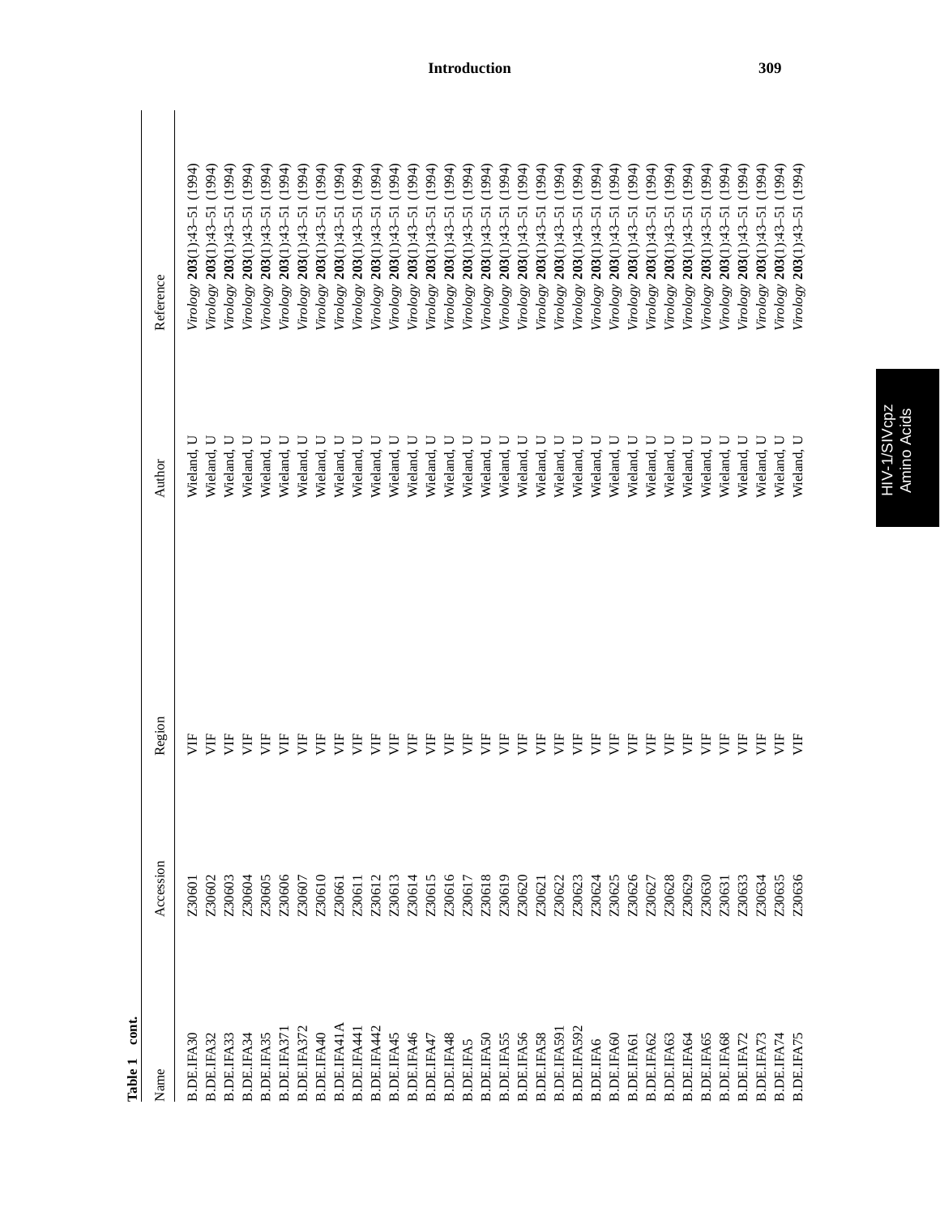**Table 1 cont.**

| Name | Accession | Region | Author | Reference |
|---|---|---|---|---|
| B.DE.IFA30 | Z30601 | VIF | Wieland, U | *Virology* **203**(1):43–51 (1994) |
| B.DE.IFA32 | Z30602 | VIF | Wieland, U | *Virology* **203**(1):43–51 (1994) |
| B.DE.IFA33 | Z30603 | VIF | Wieland, U | *Virology* **203**(1):43–51 (1994) |
| B.DE.IFA34 | Z30604 | VIF | Wieland, U | *Virology* **203**(1):43–51 (1994) |
| B.DE.IFA35 | Z30605 | VIF | Wieland, U | *Virology* **203**(1):43–51 (1994) |
| B.DE.IFA371 | Z30606 | VIF | Wieland, U | *Virology* **203**(1):43–51 (1994) |
| B.DE.IFA372 | Z30607 | VIF | Wieland, U | *Virology* **203**(1):43–51 (1994) |
| B.DE.IFA40 | Z30610 | VIF | Wieland, U | *Virology* **203**(1):43–51 (1994) |
| B.DE.IFA41A | Z30661 | VIF | Wieland, U | *Virology* **203**(1):43–51 (1994) |
| B.DE.IFA441 | Z30611 | VIF | Wieland, U | *Virology* **203**(1):43–51 (1994) |
| B.DE.IFA442 | Z30612 | VIF | Wieland, U | *Virology* **203**(1):43–51 (1994) |
| B.DE.IFA45 | Z30613 | VIF | Wieland, U | *Virology* **203**(1):43–51 (1994) |
| B.DE.IFA46 | Z30614 | VIF | Wieland, U | *Virology* **203**(1):43–51 (1994) |
| B.DE.IFA47 | Z30615 | VIF | Wieland, U | *Virology* **203**(1):43–51 (1994) |
| B.DE.IFA48 | Z30616 | VIF | Wieland, U | *Virology* **203**(1):43–51 (1994) |
| B.DE.IFA5 | Z30617 | VIF | Wieland, U | *Virology* **203**(1):43–51 (1994) |
| B.DE.IFA50 | Z30618 | VIF | Wieland, U | *Virology* **203**(1):43–51 (1994) |
| B.DE.IFA55 | Z30619 | VIF | Wieland, U | *Virology* **203**(1):43–51 (1994) |
| B.DE.IFA56 | Z30620 | VIF | Wieland, U | *Virology* **203**(1):43–51 (1994) |
| B.DE.IFA58 | Z30621 | VIF | Wieland, U | *Virology* **203**(1):43–51 (1994) |
| B.DE.IFA591 | Z30622 | VIF | Wieland, U | *Virology* **203**(1):43–51 (1994) |
| B.DE.IFA592 | Z30623 | VIF | Wieland, U | *Virology* **203**(1):43–51 (1994) |
| B.DE.IFA6 | Z30624 | VIF | Wieland, U | *Virology* **203**(1):43–51 (1994) |
| B.DE.IFA60 | Z30625 | VIF | Wieland, U | *Virology* **203**(1):43–51 (1994) |
| B.DE.IFA61 | Z30626 | VIF | Wieland, U | *Virology* **203**(1):43–51 (1994) |
| B.DE.IFA62 | Z30627 | VIF | Wieland, U | *Virology* **203**(1):43–51 (1994) |
| B.DE.IFA63 | Z30628 | VIF | Wieland, U | *Virology* **203**(1):43–51 (1994) |
| B.DE.IFA64 | Z30629 | VIF | Wieland, U | *Virology* **203**(1):43–51 (1994) |
| B.DE.IFA65 | Z30630 | VIF | Wieland, U | *Virology* **203**(1):43–51 (1994) |
| B.DE.IFA68 | Z30631 | VIF | Wieland, U | *Virology* **203**(1):43–51 (1994) |
| B.DE.IFA72 | Z30633 | VIF | Wieland, U | *Virology* **203**(1):43–51 (1994) |
| B.DE.IFA73 | Z30634 | VIF | Wieland, U | *Virology* **203**(1):43–51 (1994) |
| B.DE.IFA74 | Z30635 | VIF | Wieland, U | *Virology* **203**(1):43–51 (1994) |
| B.DE.IFA75 | Z30636 | VIF | Wieland, U | *Virology* **203**(1):43–51 (1994) |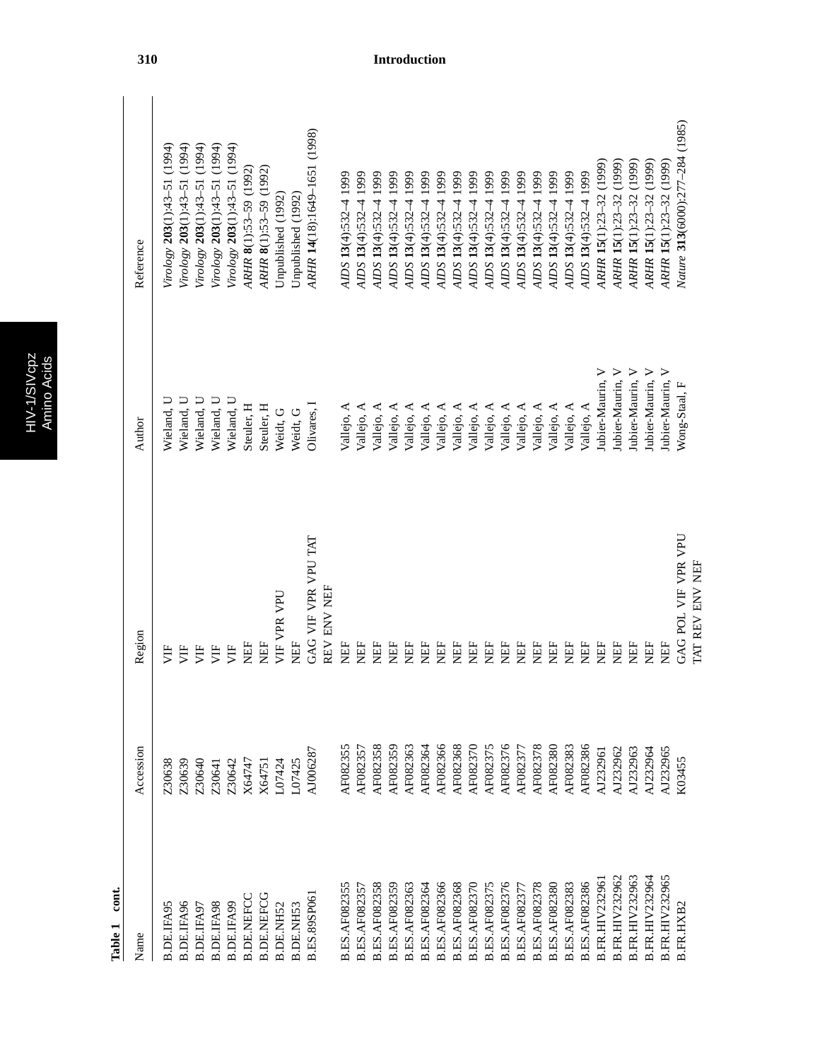**Table 1 cont.**

| Name | Accession | Region | Author | Reference |
|---|---|---|---|---|
| B.DE.IFA95 | Z30638 | VIF | Wieland, U | *Virology* **203**(1):43–51 (1994) |
| B.DE.IFA96 | Z30639 | VIF | Wieland, U | *Virology* **203**(1):43–51 (1994) |
| B.DE.IFA97 | Z30640 | VIF | Wieland, U | *Virology* **203**(1):43–51 (1994) |
| B.DE.IFA98 | Z30641 | VIF | Wieland, U | *Virology* **203**(1):43–51 (1994) |
| B.DE.IFA99 | Z30642 | VIF | Wieland, U | *Virology* **203**(1):43–51 (1994) |
| B.DE.NEFCC | X64747 | NEF | Steuler, H | *ARHR* **8**(1):53–59 (1992) |
| B.DE.NEFCG | X64751 | NEF | Steuler, H | *ARHR* **8**(1):53–59 (1992) |
| B.DE.NH52 | L07424 | VIF VPR VPU | Weidt, G | Unpublished (1992) |
| B.DE.NH53 | L07425 | NEF | Weidt, G | Unpublished (1992) |
| B.ES.89SP061 | AJ006287 | GAG VIF VPR VPU TAT REV ENV NEF | Olivares, I | *ARHR* **14**(18):1649–1651 (1998) |
| B.ES.AF082355 | AF082355 | NEF | Vallejo, A | *AIDS* **13**(4):532–4 1999 |
| B.ES.AF082357 | AF082357 | NEF | Vallejo, A | *AIDS* **13**(4):532–4 1999 |
| B.ES.AF082358 | AF082358 | NEF | Vallejo, A | *AIDS* **13**(4):532–4 1999 |
| B.ES.AF082359 | AF082359 | NEF | Vallejo, A | *AIDS* **13**(4):532–4 1999 |
| B.ES.AF082363 | AF082363 | NEF | Vallejo, A | *AIDS* **13**(4):532–4 1999 |
| B.ES.AF082364 | AF082364 | NEF | Vallejo, A | *AIDS* **13**(4):532–4 1999 |
| B.ES.AF082366 | AF082366 | NEF | Vallejo, A | *AIDS* **13**(4):532–4 1999 |
| B.ES.AF082368 | AF082368 | NEF | Vallejo, A | *AIDS* **13**(4):532–4 1999 |
| B.ES.AF082370 | AF082370 | NEF | Vallejo, A | *AIDS* **13**(4):532–4 1999 |
| B.ES.AF082375 | AF082375 | NEF | Vallejo, A | *AIDS* **13**(4):532–4 1999 |
| B.ES.AF082376 | AF082376 | NEF | Vallejo, A | *AIDS* **13**(4):532–4 1999 |
| B.ES.AF082377 | AF082377 | NEF | Vallejo, A | *AIDS* **13**(4):532–4 1999 |
| B.ES.AF082378 | AF082378 | NEF | Vallejo, A | *AIDS* **13**(4):532–4 1999 |
| B.ES.AF082380 | AF082380 | NEF | Vallejo, A | *AIDS* **13**(4):532–4 1999 |
| B.ES.AF082383 | AF082383 | NEF | Vallejo, A | *AIDS* **13**(4):532–4 1999 |
| B.ES.AF082386 | AF082386 | NEF | Vallejo, A | *AIDS* **13**(4):532–4 1999 |
| B.FR.HIV232961 | AJ232961 | NEF | Jubier-Maurin, V | *ARHR* **15**(1):23–32 (1999) |
| B.FR.HIV232962 | AJ232962 | NEF | Jubier-Maurin, V | *ARHR* **15**(1):23–32 (1999) |
| B.FR.HIV232963 | AJ232963 | NEF | Jubier-Maurin, V | *ARHR* **15**(1):23–32 (1999) |
| B.FR.HIV232964 | AJ232964 | NEF | Jubier-Maurin, V | *ARHR* **15**(1):23–32 (1999) |
| B.FR.HIV232965 | AJ232965 | NEF | Jubier-Maurin, V | *ARHR* **15**(1):23–32 (1999) |
| B.FR.HXB2 | K03455 | GAG POL VIF VPR VPU TAT REV ENV NEF | Wong-Staal, F | *Nature* **313**(6000):277–284 (1985) |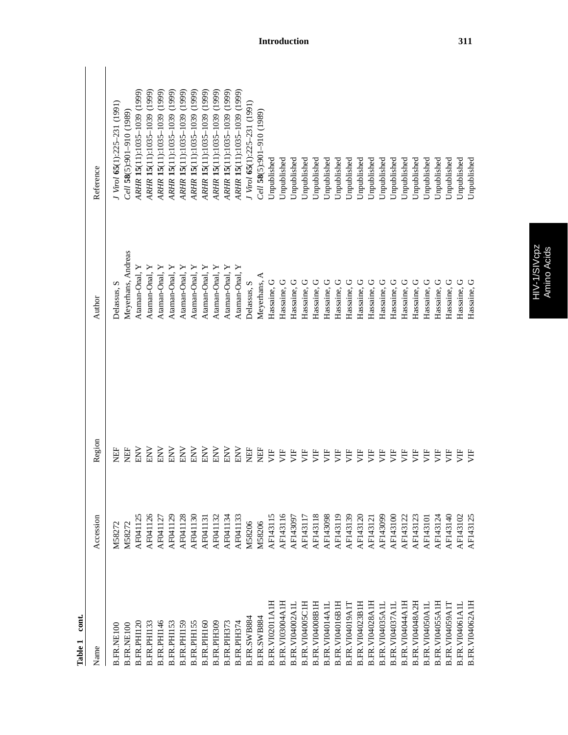**Table 1 cont.**

| Name | Accession | Region | Author | Reference |
|---|---|---|---|---|
| B.FR.NE100 | M58272 | NEF | Delassus, S | *J Virol* **65**(1):225–231 (1991) |
| B.FR.NE100 | M58272 | NEF | Meyerhans, Andreas | *Cell* **58**(5):901–910 (1989) |
| B.FR.PHI120 | AF041125 | ENV | Ataman-Onal, Y | *ARHR* **15**(11):1035–1039 (1999) |
| B.FR.PHI133 | AF041126 | ENV | Ataman-Onal, Y | *ARHR* **15**(11):1035–1039 (1999) |
| B.FR.PHI146 | AF041127 | ENV | Ataman-Onal, Y | *ARHR* **15**(11):1035–1039 (1999) |
| B.FR.PHI153 | AF041129 | ENV | Ataman-Onal, Y | *ARHR* **15**(11):1035–1039 (1999) |
| B.FR.PHI159 | AF041128 | ENV | Ataman-Onal, Y | *ARHR* **15**(11):1035–1039 (1999) |
| B.FR.PIH155 | AF041130 | ENV | Ataman-Onal, Y | *ARHR* **15**(11):1035–1039 (1999) |
| B.FR.PIH160 | AF041131 | ENV | Ataman-Onal, Y | *ARHR* **15**(11):1035–1039 (1999) |
| B.FR.PIH309 | AF041132 | ENV | Ataman-Onal, Y | *ARHR* **15**(11):1035–1039 (1999) |
| B.FR.PIH373 | AF041134 | ENV | Ataman-Onal, Y | *ARHR* **15**(11):1035–1039 (1999) |
| B.FR.PIH374 | AF041133 | ENV | Ataman-Onal, Y | *ARHR* **15**(11):1035–1039 (1999) |
| B.FR.SWB884 | M58206 | NEF | Delassus, S | *J Virol* **65**(1):225–231 (1991) |
| B.FR.SWB884 | M58206 | NEF | Meyerhans, A | *Cell* **58**(5):901–910 (1989) |
| B.FR.VI02011A1H | AF143115 | VIF | Hassaine, G | Unpublished |
| B.FR.VI03004A1H | AF143116 | VIF | Hassaine, G | Unpublished |
| B.FR.VI04002A1L | AF143097 | VIF | Hassaine, G | Unpublished |
| B.FR.VI04005C1H | AF143117 | VIF | Hassaine, G | Unpublished |
| B.FR.VI04008B1H | AF143118 | VIF | Hassaine, G | Unpublished |
| B.FR.VI04014A1L | AF143098 | VIF | Hassaine, G | Unpublished |
| B.FR.VI04016B1H | AF143119 | VIF | Hassaine, G | Unpublished |
| B.FR.VI04019A1T | AF143139 | VIF | Hassaine, G | Unpublished |
| B.FR.VI04023B1H | AF143120 | VIF | Hassaine, G | Unpublished |
| B.FR.VI04028A1H | AF143121 | VIF | Hassaine, G | Unpublished |
| B.FR.VI04035A1L | AF143099 | VIF | Hassaine, G | Unpublished |
| B.FR.VI04037A1L | AF143100 | VIF | Hassaine, G | Unpublished |
| B.FR.VI04044A1H | AF143122 | VIF | Hassaine, G | Unpublished |
| B.FR.VI04048A2H | AF143123 | VIF | Hassaine, G | Unpublished |
| B.FR.VI04050A1L | AF143101 | VIF | Hassaine, G | Unpublished |
| B.FR.VI04055A1H | AF143124 | VIF | Hassaine, G | Unpublished |
| B.FR.VI04059A1T | AF143140 | VIF | Hassaine, G | Unpublished |
| B.FR.VI04061A1L | AF143102 | VIF | Hassaine, G | Unpublished |
| B.FR.VI04062A1H | AF143125 | VIF | Hassaine, G | Unpublished |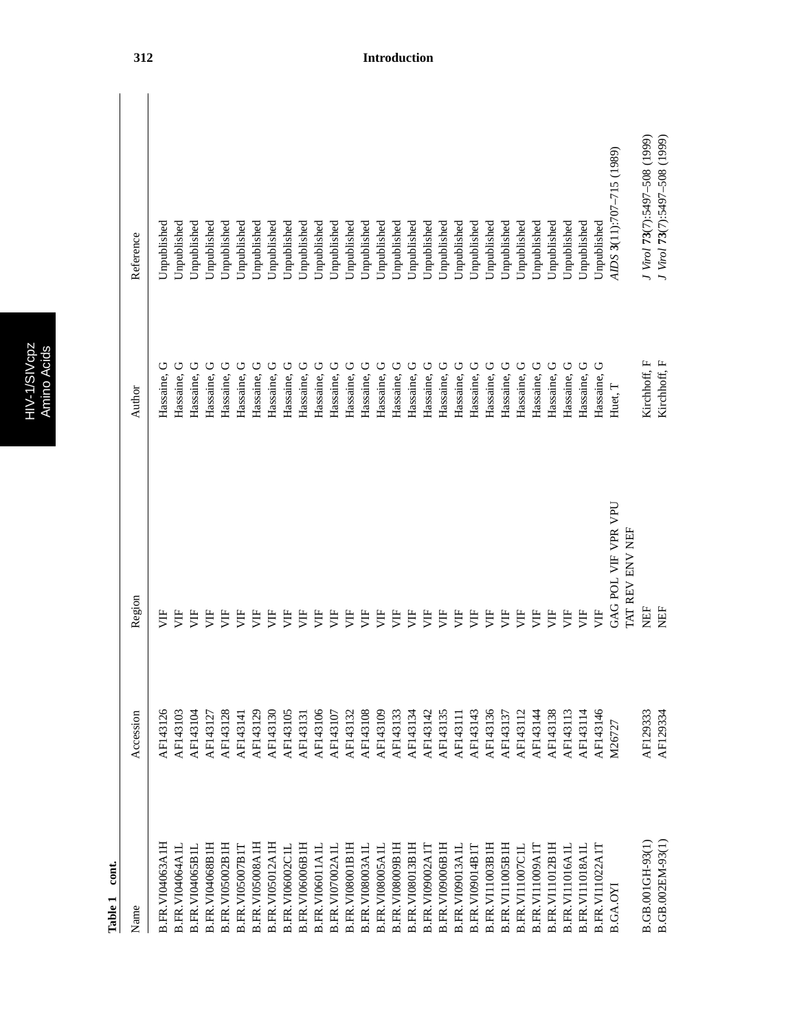**Table 1 cont.**

| Name | Accession | Region | Author | Reference |
|---|---|---|---|---|
| B.FR.VI04063A1H | AF143126 | VIF | Hassaine, G | Unpublished |
| B.FR.VI04064A1L | AF143103 | VIF | Hassaine, G | Unpublished |
| B.FR.VI04065B1L | AF143104 | VIF | Hassaine, G | Unpublished |
| B.FR.VI04068B1H | AF143127 | VIF | Hassaine, G | Unpublished |
| B.FR.VI05002B1H | AF143128 | VIF | Hassaine, G | Unpublished |
| B.FR.VI05007B1T | AF143141 | VIF | Hassaine, G | Unpublished |
| B.FR.VI05008A1H | AF143129 | VIF | Hassaine, G | Unpublished |
| B.FR.VI05012A1H | AF143130 | VIF | Hassaine, G | Unpublished |
| B.FR.VI06002C1L | AF143105 | VIF | Hassaine, G | Unpublished |
| B.FR.VI06006B1H | AF143131 | VIF | Hassaine, G | Unpublished |
| B.FR.VI06011A1L | AF143106 | VIF | Hassaine, G | Unpublished |
| B.FR.VI07002A1L | AF143107 | VIF | Hassaine, G | Unpublished |
| B.FR.VI08001B1H | AF143132 | VIF | Hassaine, G | Unpublished |
| B.FR.VI08003A1L | AF143108 | VIF | Hassaine, G | Unpublished |
| B.FR.VI08005A1L | AF143109 | VIF | Hassaine, G | Unpublished |
| B.FR.VI08009B1H | AF143133 | VIF | Hassaine, G | Unpublished |
| B.FR.VI08013B1H | AF143134 | VIF | Hassaine, G | Unpublished |
| B.FR.VI09002A1T | AF143142 | VIF | Hassaine, G | Unpublished |
| B.FR.VI09006B1H | AF143135 | VIF | Hassaine, G | Unpublished |
| B.FR.VI09013A1L | AF143111 | VIF | Hassaine, G | Unpublished |
| B.FR.VI09014B1T | AF143143 | VIF | Hassaine, G | Unpublished |
| B.FR.VI11003B1H | AF143136 | VIF | Hassaine, G | Unpublished |
| B.FR.VI11005B1H | AF143137 | VIF | Hassaine, G | Unpublished |
| B.FR.VI11007C1L | AF143112 | VIF | Hassaine, G | Unpublished |
| B.FR.VI11009A1T | AF143144 | VIF | Hassaine, G | Unpublished |
| B.FR.VI11012B1H | AF143138 | VIF | Hassaine, G | Unpublished |
| B.FR.VI11016A1L | AF143113 | VIF | Hassaine, G | Unpublished |
| B.FR.VI11018A1L | AF143114 | VIF | Hassaine, G | Unpublished |
| B.FR.VI11022A1T | AF143146 | VIF | Hassaine, G | Unpublished |
| B.GA.OYI | M26727 | GAG POL VIF VPR VPU TAT REV ENV NEF | Huet, T | *AIDS* **3**(11):707–715 (1989) |
| B.GB.001GH-93(1) | AF129333 | NEF | Kirchhoff, F | *J Virol* **73**(7):5497–508 (1999) |
| B.GB.002EM-93(1) | AF129334 | NEF | Kirchhoff, F | *J Virol* **73**(7):5497–508 (1999) |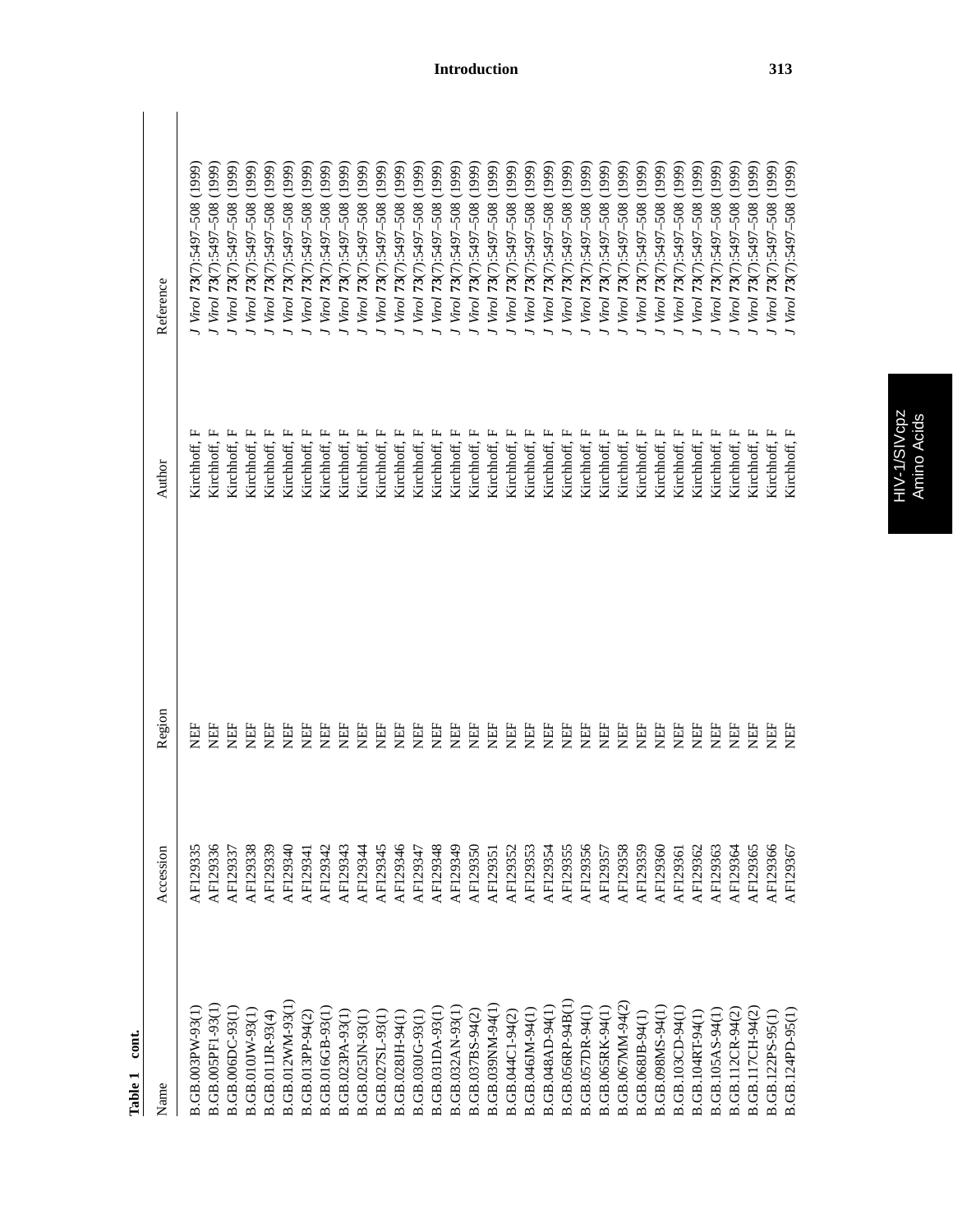**Table 1 cont.**

| Name | Accession | Region | Author | Reference |
|---|---|---|---|---|
| B.GB.003PW-93(1) | AF129335 | NEF | Kirchhoff, F | *J Virol* **73**(7):5497–508 (1999) |
| B.GB.005PF1-93(1) | AF129336 | NEF | Kirchhoff, F | *J Virol* **73**(7):5497–508 (1999) |
| B.GB.006DC-93(1) | AF129337 | NEF | Kirchhoff, F | *J Virol* **73**(7):5497–508 (1999) |
| B.GB.010JW-93(1) | AF129338 | NEF | Kirchhoff, F | *J Virol* **73**(7):5497–508 (1999) |
| B.GB.011JR-93(4) | AF129339 | NEF | Kirchhoff, F | *J Virol* **73**(7):5497–508 (1999) |
| B.GB.012WM-93(1) | AF129340 | NEF | Kirchhoff, F | *J Virol* **73**(7):5497–508 (1999) |
| B.GB.013PP-94(2) | AF129341 | NEF | Kirchhoff, F | *J Virol* **73**(7):5497–508 (1999) |
| B.GB.016GB-93(1) | AF129342 | NEF | Kirchhoff, F | *J Virol* **73**(7):5497–508 (1999) |
| B.GB.023PA-93(1) | AF129343 | NEF | Kirchhoff, F | *J Virol* **73**(7):5497–508 (1999) |
| B.GB.025JN-93(1) | AF129344 | NEF | Kirchhoff, F | *J Virol* **73**(7):5497–508 (1999) |
| B.GB.027SL-93(1) | AF129345 | NEF | Kirchhoff, F | *J Virol* **73**(7):5497–508 (1999) |
| B.GB.028JH-94(1) | AF129346 | NEF | Kirchhoff, F | *J Virol* **73**(7):5497–508 (1999) |
| B.GB.030JG-93(1) | AF129347 | NEF | Kirchhoff, F | *J Virol* **73**(7):5497–508 (1999) |
| B.GB.031DA-93(1) | AF129348 | NEF | Kirchhoff, F | *J Virol* **73**(7):5497–508 (1999) |
| B.GB.032AN-93(1) | AF129349 | NEF | Kirchhoff, F | *J Virol* **73**(7):5497–508 (1999) |
| B.GB.037BS-94(2) | AF129350 | NEF | Kirchhoff, F | *J Virol* **73**(7):5497–508 (1999) |
| B.GB.039NM-94(1) | AF129351 | NEF | Kirchhoff, F | *J Virol* **73**(7):5497–508 (1999) |
| B.GB.044C1-94(2) | AF129352 | NEF | Kirchhoff, F | *J Virol* **73**(7):5497–508 (1999) |
| B.GB.046JM-94(1) | AF129353 | NEF | Kirchhoff, F | *J Virol* **73**(7):5497–508 (1999) |
| B.GB.048AD-94(1) | AF129354 | NEF | Kirchhoff, F | *J Virol* **73**(7):5497–508 (1999) |
| B.GB.056RP-94B(1) | AF129355 | NEF | Kirchhoff, F | *J Virol* **73**(7):5497–508 (1999) |
| B.GB.057DR-94(1) | AF129356 | NEF | Kirchhoff, F | *J Virol* **73**(7):5497–508 (1999) |
| B.GB.065RK-94(1) | AF129357 | NEF | Kirchhoff, F | *J Virol* **73**(7):5497–508 (1999) |
| B.GB.067MM-94(2) | AF129358 | NEF | Kirchhoff, F | *J Virol* **73**(7):5497–508 (1999) |
| B.GB.068JB-94(1) | AF129359 | NEF | Kirchhoff, F | *J Virol* **73**(7):5497–508 (1999) |
| B.GB.098MS-94(1) | AF129360 | NEF | Kirchhoff, F | *J Virol* **73**(7):5497–508 (1999) |
| B.GB.103CD-94(1) | AF129361 | NEF | Kirchhoff, F | *J Virol* **73**(7):5497–508 (1999) |
| B.GB.104RT-94(1) | AF129362 | NEF | Kirchhoff, F | *J Virol* **73**(7):5497–508 (1999) |
| B.GB.105AS-94(1) | AF129363 | NEF | Kirchhoff, F | *J Virol* **73**(7):5497–508 (1999) |
| B.GB.112CR-94(2) | AF129364 | NEF | Kirchhoff, F | *J Virol* **73**(7):5497–508 (1999) |
| B.GB.117CH-94(2) | AF129365 | NEF | Kirchhoff, F | *J Virol* **73**(7):5497–508 (1999) |
| B.GB.122PS-95(1) | AF129366 | NEF | Kirchhoff, F | *J Virol* **73**(7):5497–508 (1999) |
| B.GB.124PD-95(1) | AF129367 | NEF | Kirchhoff, F | *J Virol* **73**(7):5497–508 (1999) |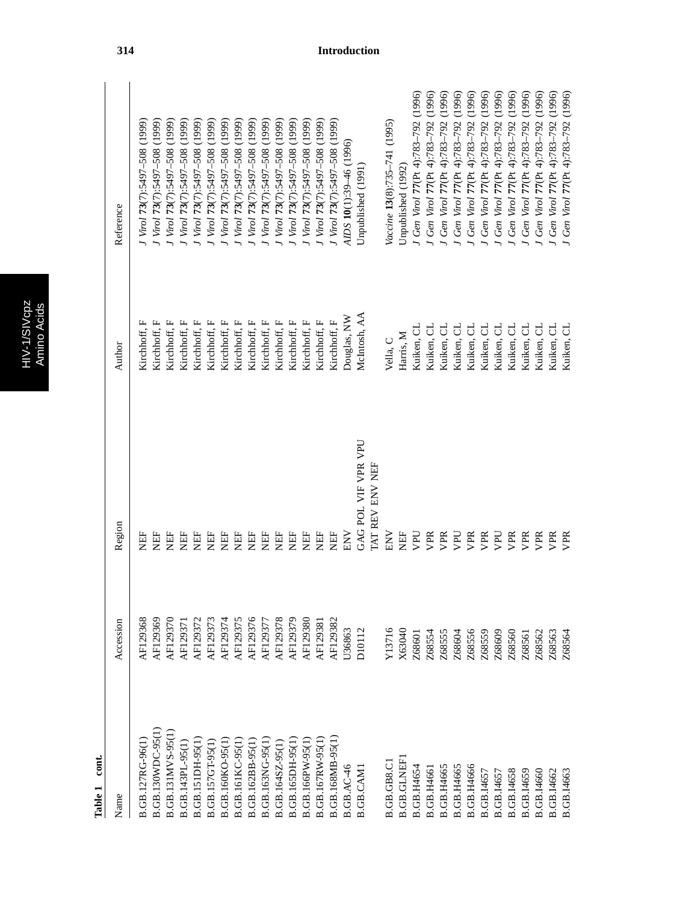**Table 1 cont.**

| Name | Accession | Region | Author | Reference |
|---|---|---|---|---|
| B.GB.127RG-96(1) | AF129368 | NEF | Kirchhoff, F | *J Virol* **73**(7):5497–508 (1999) |
| B.GB.130WDC-95(1) | AF129369 | NEF | Kirchhoff, F | *J Virol* **73**(7):5497–508 (1999) |
| B.GB.131MVS-95(1) | AF129370 | NEF | Kirchhoff, F | *J Virol* **73**(7):5497–508 (1999) |
| B.GB.143PL-95(1) | AF129371 | NEF | Kirchhoff, F | *J Virol* **73**(7):5497–508 (1999) |
| B.GB.151DH-95(1) | AF129372 | NEF | Kirchhoff, F | *J Virol* **73**(7):5497–508 (1999) |
| B.GB.157GT-95(1) | AF129373 | NEF | Kirchhoff, F | *J Virol* **73**(7):5497–508 (1999) |
| B.GB.160KO-95(1) | AF129374 | NEF | Kirchhoff, F | *J Virol* **73**(7):5497–508 (1999) |
| B.GB.161KC-95(1) | AF129375 | NEF | Kirchhoff, F | *J Virol* **73**(7):5497–508 (1999) |
| B.GB.162BB-95(1) | AF129376 | NEF | Kirchhoff, F | *J Virol* **73**(7):5497–508 (1999) |
| B.GB.163NG-95(1) | AF129377 | NEF | Kirchhoff, F | *J Virol* **73**(7):5497–508 (1999) |
| B.GB.164SZ-95(1) | AF129378 | NEF | Kirchhoff, F | *J Virol* **73**(7):5497–508 (1999) |
| B.GB.165DH-95(1) | AF129379 | NEF | Kirchhoff, F | *J Virol* **73**(7):5497–508 (1999) |
| B.GB.166PW-95(1) | AF129380 | NEF | Kirchhoff, F | *J Virol* **73**(7):5497–508 (1999) |
| B.GB.167RW-95(1) | AF129381 | NEF | Kirchhoff, F | *J Virol* **73**(7):5497–508 (1999) |
| B.GB.168MB-95(1) | AF129382 | NEF | Kirchhoff, F | *J Virol* **73**(7):5497–508 (1999) |
| B.GB.AC-46 | U36863 | ENV | Douglas, NW | *AIDS* **10**(1):39–46 (1996) |
| B.GB.CAM1 | D10112 | GAG POL VIF VPR VPU TAT REV ENV NEF | McIntosh, AA | Unpublished (1991) |
| B.GB.GB8.C1 | Y13716 | ENV | Vella, C | *Vaccine* **13**(8):735–741 (1995) |
| B.GB.GLNEF1 | X63040 | NEF | Harris, M | Unpublished (1992) |
| B.GB.H4654 | Z68601 | VPU | Kuiken, CL | *J Gen Virol* **77**(Pt 4):783–792 (1996) |
| B.GB.H4661 | Z68554 | VPR | Kuiken, CL | *J Gen Virol* **77**(Pt 4):783–792 (1996) |
| B.GB.H4665 | Z68555 | VPR | Kuiken, CL | *J Gen Virol* **77**(Pt 4):783–792 (1996) |
| B.GB.H4665 | Z68604 | VPU | Kuiken, CL | *J Gen Virol* **77**(Pt 4):783–792 (1996) |
| B.GB.H4666 | Z68556 | VPR | Kuiken, CL | *J Gen Virol* **77**(Pt 4):783–792 (1996) |
| B.GB.I4657 | Z68559 | VPR | Kuiken, CL | *J Gen Virol* **77**(Pt 4):783–792 (1996) |
| B.GB.I4657 | Z68609 | VPU | Kuiken, CL | *J Gen Virol* **77**(Pt 4):783–792 (1996) |
| B.GB.I4658 | Z68560 | VPR | Kuiken, CL | *J Gen Virol* **77**(Pt 4):783–792 (1996) |
| B.GB.I4659 | Z68561 | VPR | Kuiken, CL | *J Gen Virol* **77**(Pt 4):783–792 (1996) |
| B.GB.I4660 | Z68562 | VPR | Kuiken, CL | *J Gen Virol* **77**(Pt 4):783–792 (1996) |
| B.GB.I4662 | Z68563 | VPR | Kuiken, CL | *J Gen Virol* **77**(Pt 4):783–792 (1996) |
| B.GB.I4663 | Z68564 | VPR | Kuiken, CL | *J Gen Virol* **77**(Pt 4):783–792 (1996) |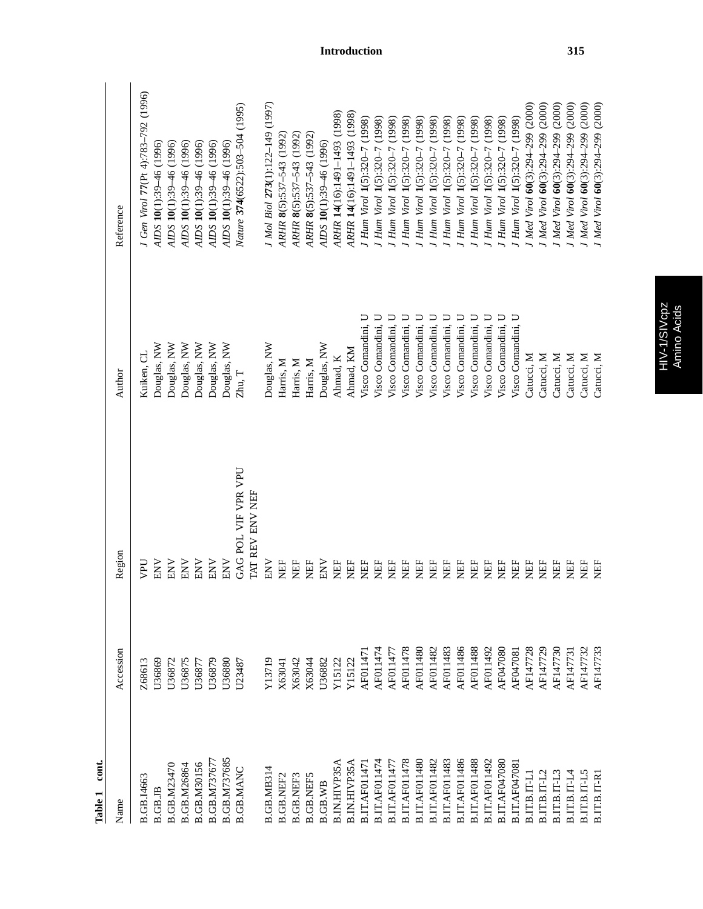**Table 1 cont.**

| Name | Accession | Region | Author | Reference |
|---|---|---|---|---|
| B.GB.I4663 | Z68613 | VPU | Kuiken, CL | *J Gen Virol* **77**(Pt 4):783–792 (1996) |
| B.GB.JB | U36869 | ENV | Douglas, NW | *AIDS* **10**(1):39–46 (1996) |
| B.GB.M23470 | U36872 | ENV | Douglas, NW | *AIDS* **10**(1):39–46 (1996) |
| B.GB.M26864 | U36875 | ENV | Douglas, NW | *AIDS* **10**(1):39–46 (1996) |
| B.GB.M30156 | U36877 | ENV | Douglas, NW | *AIDS* **10**(1):39–46 (1996) |
| B.GB.M737677 | U36879 | ENV | Douglas, NW | *AIDS* **10**(1):39–46 (1996) |
| B.GB.M737685 | U36880 | ENV | Douglas, NW | *AIDS* **10**(1):39–46 (1996) |
| B.GB.MANC | U23487 | GAG POL VIF VPR VPU TAT REV ENV NEF | Zhu, T | *Nature* **374**(6522):503–504 (1995) |
| B.GB.MB314 | Y13719 | ENV | Douglas, NW | *J Mol Biol* **273**(1):122–149 (1997) |
| B.GB.NEF2 | X63041 | NEF | Harris, M | *ARHR* **8**(5):537–543 (1992) |
| B.GB.NEF3 | X63042 | NEF | Harris, M | *ARHR* **8**(5):537–543 (1992) |
| B.GB.NEF5 | X63044 | NEF | Harris, M | *ARHR* **8**(5):537–543 (1992) |
| B.GB.WB | U36882 | ENV | Douglas, NW | *AIDS* **10**(1):39–46 (1996) |
| B.IN.HIVP35A | Y15122 | NEF | Ahmad, K | *ARHR* **14**(16):1491–1493 (1998) |
| B.IN.HIVP35A | Y15122 | NEF | Ahmad, KM | *ARHR* **14**(16):1491–1493 (1998) |
| B.IT.AF011471 | AF011471 | NEF | Visco Comandini, U | *J Hum Virol* **1**(5):320–7 (1998) |
| B.IT.AF011474 | AF011474 | NEF | Visco Comandini, U | *J Hum Virol* **1**(5):320–7 (1998) |
| B.IT.AF011477 | AF011477 | NEF | Visco Comandini, U | *J Hum Virol* **1**(5):320–7 (1998) |
| B.IT.AF011478 | AF011478 | NEF | Visco Comandini, U | *J Hum Virol* **1**(5):320–7 (1998) |
| B.IT.AF011480 | AF011480 | NEF | Visco Comandini, U | *J Hum Virol* **1**(5):320–7 (1998) |
| B.IT.AF011482 | AF011482 | NEF | Visco Comandini, U | *J Hum Virol* **1**(5):320–7 (1998) |
| B.IT.AF011483 | AF011483 | NEF | Visco Comandini, U | *J Hum Virol* **1**(5):320–7 (1998) |
| B.IT.AF011486 | AF011486 | NEF | Visco Comandini, U | *J Hum Virol* **1**(5):320–7 (1998) |
| B.IT.AF011488 | AF011488 | NEF | Visco Comandini, U | *J Hum Virol* **1**(5):320–7 (1998) |
| B.IT.AF011492 | AF011492 | NEF | Visco Comandini, U | *J Hum Virol* **1**(5):320–7 (1998) |
| B.IT.AF047080 | AF047080 | NEF | Visco Comandini, U | *J Hum Virol* **1**(5):320–7 (1998) |
| B.IT.AF047081 | AF047081 | NEF | Visco Comandini, U | *J Hum Virol* **1**(5):320–7 (1998) |
| B.IT.B.IT-L1 | AF147728 | NEF | Catucci, M | *J Med Virol* **60**(3):294–299 (2000) |
| B.IT.B.IT-L2 | AF147729 | NEF | Catucci, M | *J Med Virol* **60**(3):294–299 (2000) |
| B.IT.B.IT-L3 | AF147730 | NEF | Catucci, M | *J Med Virol* **60**(3):294–299 (2000) |
| B.IT.B.IT-L4 | AF147731 | NEF | Catucci, M | *J Med Virol* **60**(3):294–299 (2000) |
| B.IT.B.IT-L5 | AF147732 | NEF | Catucci, M | *J Med Virol* **60**(3):294–299 (2000) |
| B.IT.B.IT-R1 | AF147733 | NEF | Catucci, M | *J Med Virol* **60**(3):294–299 (2000) |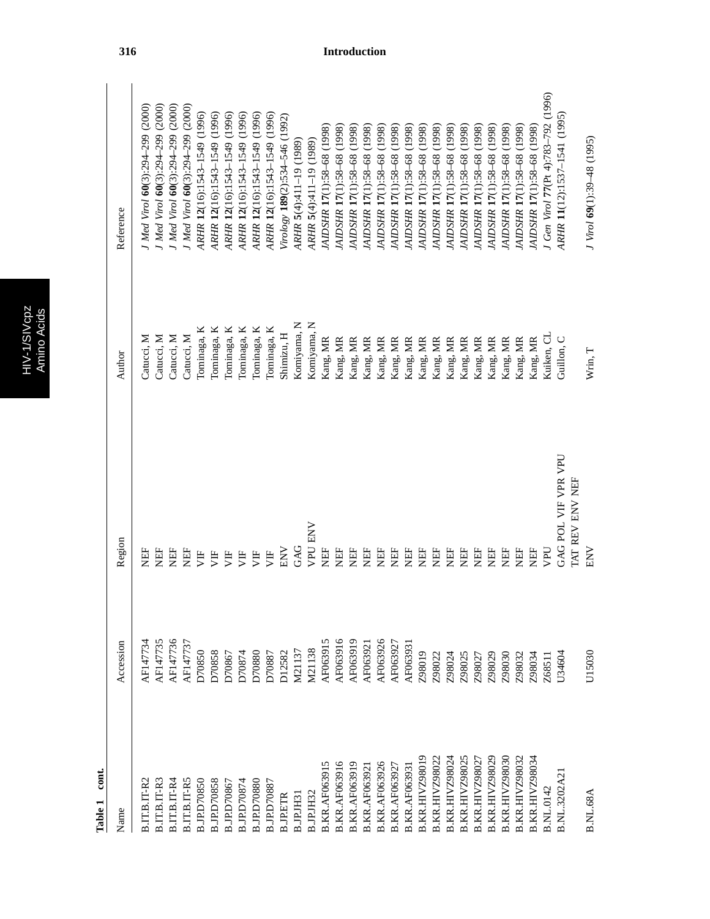**Table 1 cont.**

| Name | Accession | Region | Author | Reference |
|---|---|---|---|---|
| B.IT.B.IT-R2 | AF147734 | NEF | Catucci, M | *J Med Virol* **60**(3):294–299 (2000) |
| B.IT.B.IT-R3 | AF147735 | NEF | Catucci, M | *J Med Virol* **60**(3):294–299 (2000) |
| B.IT.B.IT-R4 | AF147736 | NEF | Catucci, M | *J Med Virol* **60**(3):294–299 (2000) |
| B.IT.B.IT-R5 | AF147737 | NEF | Catucci, M | *J Med Virol* **60**(3):294–299 (2000) |
| B.JP.D70850 | D70850 | VIF | Tominaga, K | *ARHR* **12**(16):1543–1549 (1996) |
| B.JP.D70858 | D70858 | VIF | Tominaga, K | *ARHR* **12**(16):1543–1549 (1996) |
| B.JP.D70867 | D70867 | VIF | Tominaga, K | *ARHR* **12**(16):1543–1549 (1996) |
| B.JP.D70874 | D70874 | VIF | Tominaga, K | *ARHR* **12**(16):1543–1549 (1996) |
| B.JP.D70880 | D70880 | VIF | Tominaga, K | *ARHR* **12**(16):1543–1549 (1996) |
| B.JP.D70887 | D70887 | VIF | Tominaga, K | *ARHR* **12**(16):1543–1549 (1996) |
| B.JP.ETR | D12582 | ENV | Shimizu, H | *Virology* **189**(2):534–546 (1992) |
| B.JP.JH31 | M21137 | GAG | Komiyama, N | *ARHR* **5**(4):411–19 (1989) |
| B.JP.JH32 | M21138 | VPU ENV | Komiyama, N | *ARHR* **5**(4):411–19 (1989) |
| B.KR.AF063915 | AF063915 | NEF | Kang, MR | *JAIDSHR* **17**(1):58–68 (1998) |
| B.KR.AF063916 | AF063916 | NEF | Kang, MR | *JAIDSHR* **17**(1):58–68 (1998) |
| B.KR.AF063919 | AF063919 | NEF | Kang, MR | *JAIDSHR* **17**(1):58–68 (1998) |
| B.KR.AF063921 | AF063921 | NEF | Kang, MR | *JAIDSHR* **17**(1):58–68 (1998) |
| B.KR.AF063926 | AF063926 | NEF | Kang, MR | *JAIDSHR* **17**(1):58–68 (1998) |
| B.KR.AF063927 | AF063927 | NEF | Kang, MR | *JAIDSHR* **17**(1):58–68 (1998) |
| B.KR.AF063931 | AF063931 | NEF | Kang, MR | *JAIDSHR* **17**(1):58–68 (1998) |
| B.KR.HIVZ98019 | Z98019 | NEF | Kang, MR | *JAIDSHR* **17**(1):58–68 (1998) |
| B.KR.HIVZ98022 | Z98022 | NEF | Kang, MR | *JAIDSHR* **17**(1):58–68 (1998) |
| B.KR.HIVZ98024 | Z98024 | NEF | Kang, MR | *JAIDSHR* **17**(1):58–68 (1998) |
| B.KR.HIVZ98025 | Z98025 | NEF | Kang, MR | *JAIDSHR* **17**(1):58–68 (1998) |
| B.KR.HIVZ98027 | Z98027 | NEF | Kang, MR | *JAIDSHR* **17**(1):58–68 (1998) |
| B.KR.HIVZ98029 | Z98029 | NEF | Kang, MR | *JAIDSHR* **17**(1):58–68 (1998) |
| B.KR.HIVZ98030 | Z98030 | NEF | Kang, MR | *JAIDSHR* **17**(1):58–68 (1998) |
| B.KR.HIVZ98032 | Z98032 | NEF | Kang, MR | *JAIDSHR* **17**(1):58–68 (1998) |
| B.KR.HIVZ98034 | Z98034 | NEF | Kang, MR | *JAIDSHR* **17**(1):58–68 (1998) |
| B.NL.0142 | Z68511 | VPU | Kuiken, CL | *J Gen Virol* **77**(Pt 4):783–792 (1996) |
| B.NL.3202A21 | U34604 | GAG POL VIF VPR VPU TAT REV ENV NEF | Guillon, C | *ARHR* **11**(12):1537–1541 (1995) |
| B.NL.68A | U15030 | ENV | Wrin, T | *J Virol* **69**(1):39–48 (1995) |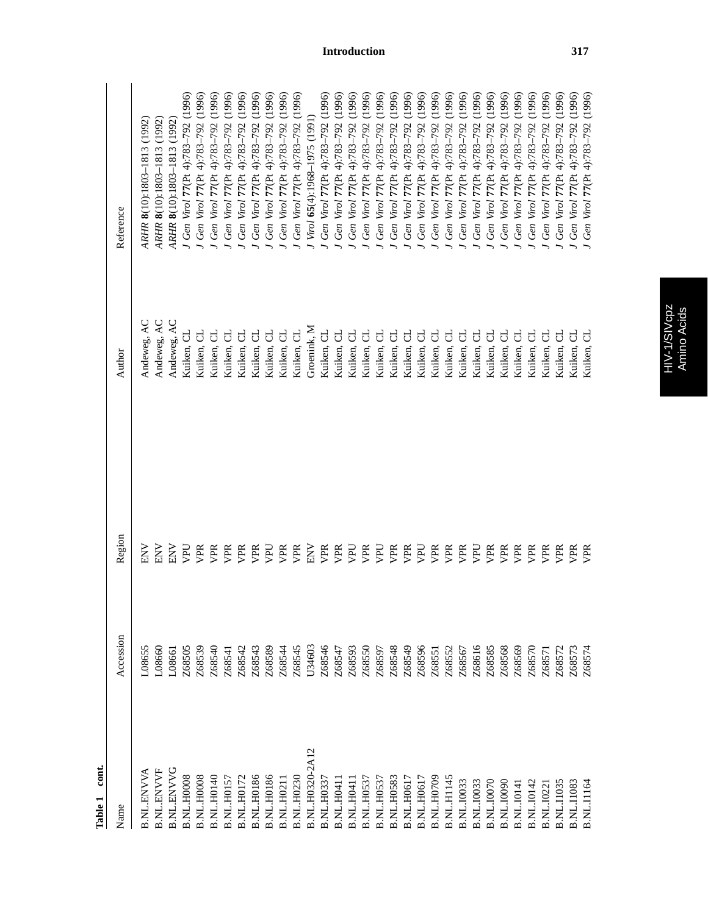**Table 1 cont.**

| Name | Accession | Region | Author | Reference |
|---|---|---|---|---|
| B.NL.ENVVA | L08655 | ENV | Andeweg, AC | *ARHR* **8**(10):1803–1813 (1992) |
| B.NL.ENVVF | L08660 | ENV | Andeweg, AC | *ARHR* **8**(10):1803–1813 (1992) |
| B.NL.ENVVG | L08661 | ENV | Andeweg, AC | *ARHR* **8**(10):1803–1813 (1992) |
| B.NL.H0008 | Z68505 | VPU | Kuiken, CL | *J Gen Virol* **77**(Pt 4):783–792 (1996) |
| B.NL.H0008 | Z68539 | VPR | Kuiken, CL | *J Gen Virol* **77**(Pt 4):783–792 (1996) |
| B.NL.H0140 | Z68540 | VPR | Kuiken, CL | *J Gen Virol* **77**(Pt 4):783–792 (1996) |
| B.NL.H0157 | Z68541 | VPR | Kuiken, CL | *J Gen Virol* **77**(Pt 4):783–792 (1996) |
| B.NL.H0172 | Z68542 | VPR | Kuiken, CL | *J Gen Virol* **77**(Pt 4):783–792 (1996) |
| B.NL.H0186 | Z68543 | VPR | Kuiken, CL | *J Gen Virol* **77**(Pt 4):783–792 (1996) |
| B.NL.H0186 | Z68589 | VPU | Kuiken, CL | *J Gen Virol* **77**(Pt 4):783–792 (1996) |
| B.NL.H0211 | Z68544 | VPR | Kuiken, CL | *J Gen Virol* **77**(Pt 4):783–792 (1996) |
| B.NL.H0230 | Z68545 | VPR | Kuiken, CL | *J Gen Virol* **77**(Pt 4):783–792 (1996) |
| B.NL.H0320-2A12 | U34603 | ENV | Groenink, M | *J Virol* **65**(4):1968–1975 (1991) |
| B.NL.H0337 | Z68546 | VPR | Kuiken, CL | *J Gen Virol* **77**(Pt 4):783–792 (1996) |
| B.NL.H0411 | Z68547 | VPR | Kuiken, CL | *J Gen Virol* **77**(Pt 4):783–792 (1996) |
| B.NL.H0411 | Z68593 | VPU | Kuiken, CL | *J Gen Virol* **77**(Pt 4):783–792 (1996) |
| B.NL.H0537 | Z68550 | VPR | Kuiken, CL | *J Gen Virol* **77**(Pt 4):783–792 (1996) |
| B.NL.H0537 | Z68597 | VPU | Kuiken, CL | *J Gen Virol* **77**(Pt 4):783–792 (1996) |
| B.NL.H0583 | Z68548 | VPR | Kuiken, CL | *J Gen Virol* **77**(Pt 4):783–792 (1996) |
| B.NL.H0617 | Z68549 | VPR | Kuiken, CL | *J Gen Virol* **77**(Pt 4):783–792 (1996) |
| B.NL.H0617 | Z68596 | VPU | Kuiken, CL | *J Gen Virol* **77**(Pt 4):783–792 (1996) |
| B.NL.H0709 | Z68551 | VPR | Kuiken, CL | *J Gen Virol* **77**(Pt 4):783–792 (1996) |
| B.NL.H1145 | Z68552 | VPR | Kuiken, CL | *J Gen Virol* **77**(Pt 4):783–792 (1996) |
| B.NL.I0033 | Z68567 | VPR | Kuiken, CL | *J Gen Virol* **77**(Pt 4):783–792 (1996) |
| B.NL.I0033 | Z68616 | VPU | Kuiken, CL | *J Gen Virol* **77**(Pt 4):783–792 (1996) |
| B.NL.I0070 | Z68585 | VPR | Kuiken, CL | *J Gen Virol* **77**(Pt 4):783–792 (1996) |
| B.NL.I0090 | Z68568 | VPR | Kuiken, CL | *J Gen Virol* **77**(Pt 4):783–792 (1996) |
| B.NL.I0141 | Z68569 | VPR | Kuiken, CL | *J Gen Virol* **77**(Pt 4):783–792 (1996) |
| B.NL.I0142 | Z68570 | VPR | Kuiken, CL | *J Gen Virol* **77**(Pt 4):783–792 (1996) |
| B.NL.I0221 | Z68571 | VPR | Kuiken, CL | *J Gen Virol* **77**(Pt 4):783–792 (1996) |
| B.NL.I1035 | Z68572 | VPR | Kuiken, CL | *J Gen Virol* **77**(Pt 4):783–792 (1996) |
| B.NL.I1083 | Z68573 | VPR | Kuiken, CL | *J Gen Virol* **77**(Pt 4):783–792 (1996) |
| B.NL.I1164 | Z68574 | VPR | Kuiken, CL | *J Gen Virol* **77**(Pt 4):783–792 (1996) |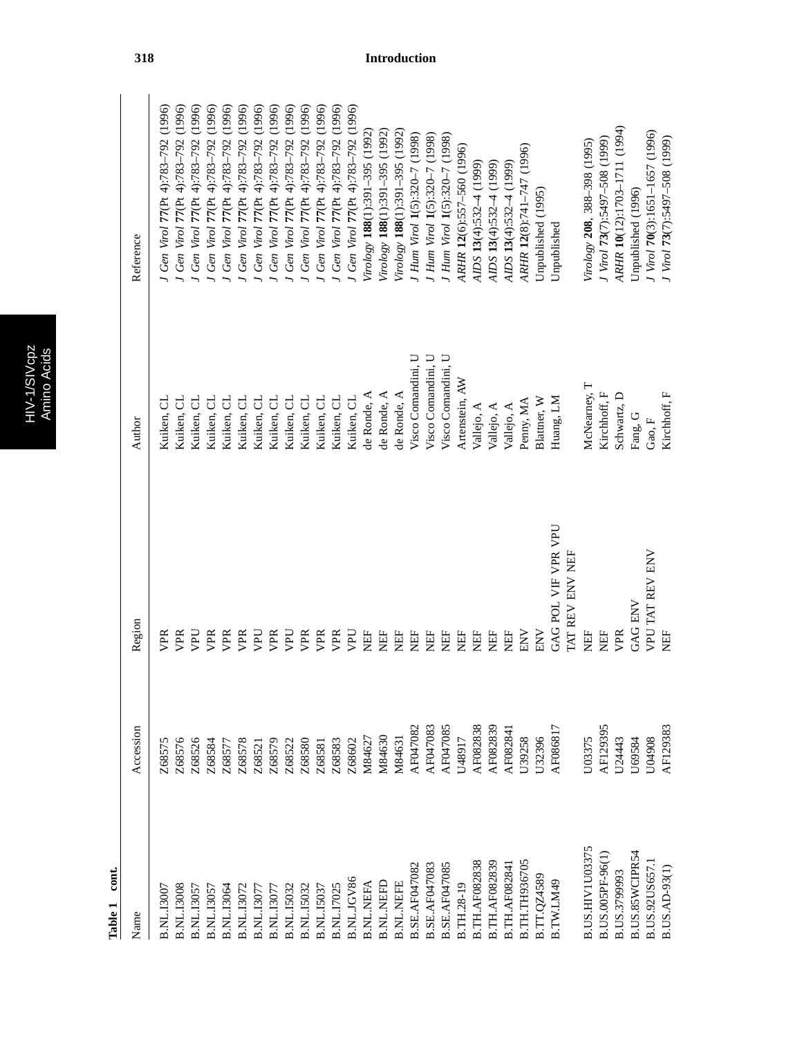**Table 1 cont.**

| Name | Accession | Region | Author | Reference |
|---|---|---|---|---|
| B.NL.I3007 | Z68575 | VPR | Kuiken, CL | *J Gen Virol* **77**(Pt 4):783–792 (1996) |
| B.NL.I3008 | Z68576 | VPR | Kuiken, CL | *J Gen Virol* **77**(Pt 4):783–792 (1996) |
| B.NL.I3057 | Z68526 | VPU | Kuiken, CL | *J Gen Virol* **77**(Pt 4):783–792 (1996) |
| B.NL.I3057 | Z68584 | VPR | Kuiken, CL | *J Gen Virol* **77**(Pt 4):783–792 (1996) |
| B.NL.I3064 | Z68577 | VPR | Kuiken, CL | *J Gen Virol* **77**(Pt 4):783–792 (1996) |
| B.NL.I3072 | Z68578 | VPR | Kuiken, CL | *J Gen Virol* **77**(Pt 4):783–792 (1996) |
| B.NL.I3077 | Z68521 | VPU | Kuiken, CL | *J Gen Virol* **77**(Pt 4):783–792 (1996) |
| B.NL.I3077 | Z68579 | VPR | Kuiken, CL | *J Gen Virol* **77**(Pt 4):783–792 (1996) |
| B.NL.I5032 | Z68522 | VPU | Kuiken, CL | *J Gen Virol* **77**(Pt 4):783–792 (1996) |
| B.NL.I5032 | Z68580 | VPR | Kuiken, CL | *J Gen Virol* **77**(Pt 4):783–792 (1996) |
| B.NL.I5037 | Z68581 | VPR | Kuiken, CL | *J Gen Virol* **77**(Pt 4):783–792 (1996) |
| B.NL.I7025 | Z68583 | VPR | Kuiken, CL | *J Gen Virol* **77**(Pt 4):783–792 (1996) |
| B.NL.JGV86 | Z68602 | VPU | Kuiken, CL | *J Gen Virol* **77**(Pt 4):783–792 (1996) |
| B.NL.NEFA | M84627 | NEF | de Ronde, A | *Virology* **188**(1):391–395 (1992) |
| B.NL.NEFD | M84630 | NEF | de Ronde, A | *Virology* **188**(1):391–395 (1992) |
| B.NL.NEFE | M84631 | NEF | de Ronde, A | *Virology* **188**(1):391–395 (1992) |
| B.SE.AF047082 | AF047082 | NEF | Visco Comandini, U | *J Hum Virol* **1**(5):320–7 (1998) |
| B.SE.AF047083 | AF047083 | NEF | Visco Comandini, U | *J Hum Virol* **1**(5):320–7 (1998) |
| B.SE.AF047085 | AF047085 | NEF | Visco Comandini, U | *J Hum Virol* **1**(5):320–7 (1998) |
| B.TH.28-19 | U48917 | NEF | Artenstein, AW | *ARHR* **12**(6):557–560 (1996) |
| B.TH.AF082838 | AF082838 | NEF | Vallejo, A | *AIDS* **13**(4):532–4 (1999) |
| B.TH.AF082839 | AF082839 | NEF | Vallejo, A | *AIDS* **13**(4):532–4 (1999) |
| B.TH.AF082841 | AF082841 | NEF | Vallejo, A | *AIDS* **13**(4):532–4 (1999) |
| B.TH.TH936705 | U39258 | ENV | Penny, MA | *ARHR* **12**(8):741–747 (1996) |
| B.TT.QZ4589 | U32396 | ENV | Blattner, W | Unpublished (1995) |
| B.TW.LM49 | AF086817 | GAG POL VIF VPR VPU TAT REV ENV NEF | Huang, LM | Unpublished |
| B.US.HIV1U03375 | U03375 | NEF | McNearney, T | *Virology* **208**, 388–398 (1995) |
| B.US.005PF-96(1) | AF129395 | NEF | Kirchhoff, F | *J Virol* **73**(7):5497–508 (1999) |
| B.US.3799993 | U24443 | VPR | Schwartz, D | *ARHR* **10**(12):1703–1711 (1994) |
| B.US.85WCIPR54 | U69584 | GAG ENV | Fang, G | Unpublished (1996) |
| B.US.92US657.1 | U04908 | VPU TAT REV ENV | Gao, F | *J Virol* **70**(3):1651–1657 (1996) |
| B.US.AD-93(1) | AF129383 | NEF | Kirchhoff, F | *J Virol* **73**(7):5497–508 (1999) |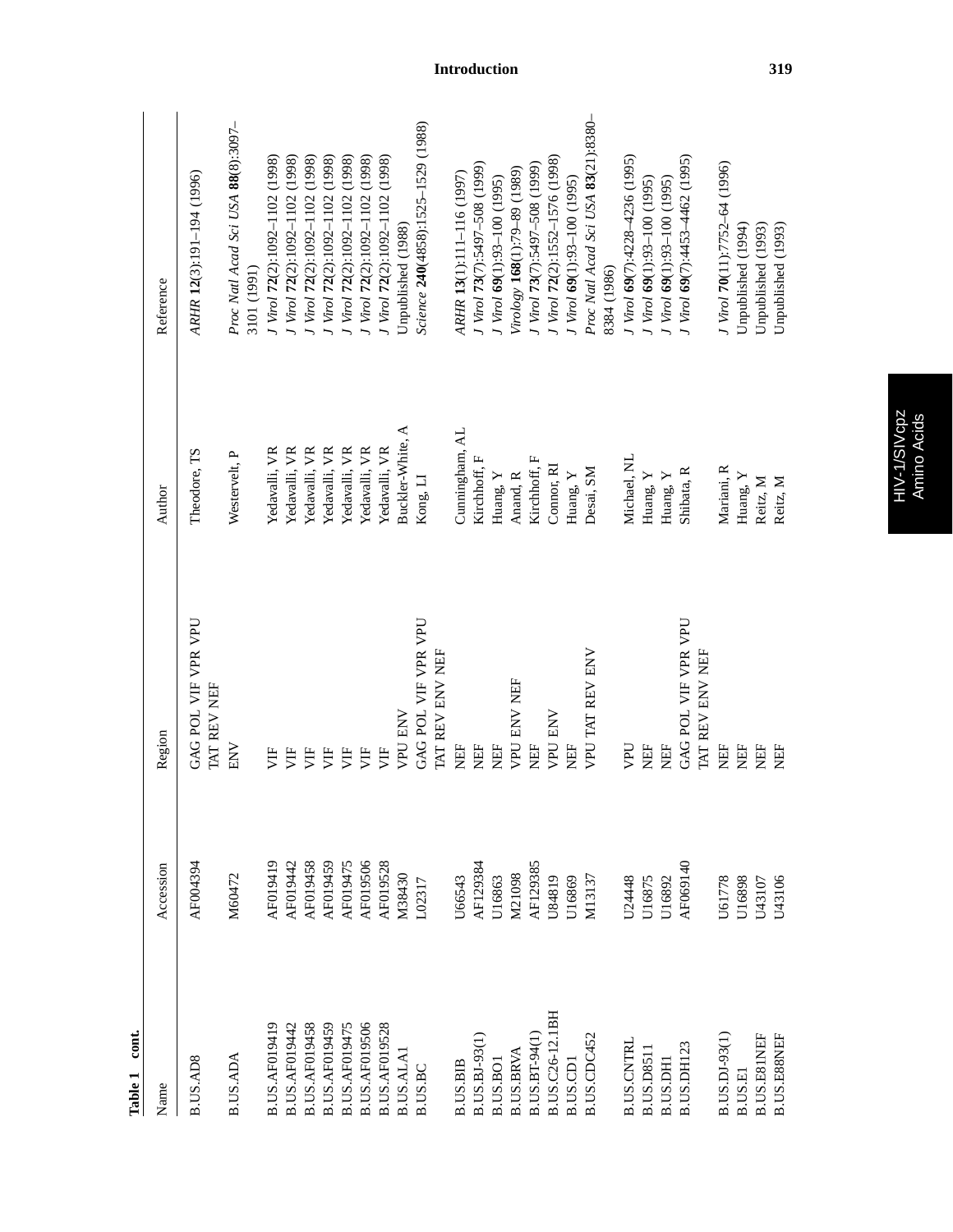**Table 1 cont.**

| Name | Accession | Region | Author | Reference |
|---|---|---|---|---|
| B.US.AD8 | AF004394 | GAG POL VIF VPR VPU TAT REV NEF | Theodore, TS | *ARHR* **12**(3):191–194 (1996) |
| B.US.ADA | M60472 | ENV | Westervelt, P | *Proc Natl Acad Sci USA* **88**(8):3097–3101 (1991) |
| B.US.AF019419 | AF019419 | VIF | Yedavalli, VR | *J Virol* **72**(2):1092–1102 (1998) |
| B.US.AF019442 | AF019442 | VIF | Yedavalli, VR | *J Virol* **72**(2):1092–1102 (1998) |
| B.US.AF019458 | AF019458 | VIF | Yedavalli, VR | *J Virol* **72**(2):1092–1102 (1998) |
| B.US.AF019459 | AF019459 | VIF | Yedavalli, VR | *J Virol* **72**(2):1092–1102 (1998) |
| B.US.AF019475 | AF019475 | VIF | Yedavalli, VR | *J Virol* **72**(2):1092–1102 (1998) |
| B.US.AF019506 | AF019506 | VIF | Yedavalli, VR | *J Virol* **72**(2):1092–1102 (1998) |
| B.US.AF019528 | AF019528 | VIF | Yedavalli, VR | *J Virol* **72**(2):1092–1102 (1998) |
| B.US.ALA1 | M38430 | VPU ENV | Buckler-White, A | Unpublished (1988) |
| B.US.BC | L02317 | GAG POL VIF VPR VPU TAT REV ENV NEF | Kong, LI | *Science* **240**(4858):1525–1529 (1988) |
| B.US.BIB | U66543 | NEF | Cunningham, AL | *ARHR* **13**(1):111–116 (1997) |
| B.US.BJ-93(1) | AF129384 | NEF | Kirchhoff, F | *J Virol* **73**(7):5497–508 (1999) |
| B.US.BO1 | U16863 | NEF | Huang, Y | *J Virol* **69**(1):93–100 (1995) |
| B.US.BRVA | M21098 | VPU ENV NEF | Anand, R | *Virology* **168**(1):79–89 (1989) |
| B.US.BT-94(1) | AF129385 | NEF | Kirchhoff, F | *J Virol* **73**(7):5497–508 (1999) |
| B.US.C26-12.1BH | U84819 | VPU ENV | Connor, RI | *J Virol* **72**(2):1552–1576 (1998) |
| B.US.CD1 | U16869 | NEF | Huang, Y | *J Virol* **69**(1):93–100 (1995) |
| B.US.CDC452 | M13137 | VPU TAT REV ENV | Desai, SM | *Proc Natl Acad Sci USA* **83**(21):8380–8384 (1986) |
| B.US.CNTRL | U24448 | VPU | Michael, NL | *J Virol* **69**(7):4228–4236 (1995) |
| B.US.D8511 | U16875 | NEF | Huang, Y | *J Virol* **69**(1):93–100 (1995) |
| B.US.DH1 | U16892 | NEF | Huang, Y | *J Virol* **69**(1):93–100 (1995) |
| B.US.DH123 | AF069140 | GAG POL VIF VPR VPU TAT REV ENV NEF | Shibata, R | *J Virol* **69**(7):4453–4462 (1995) |
| B.US.DJ-93(1) | U61778 | NEF | Mariani, R | *J Virol* **70**(11):7752–64 (1996) |
| B.US.E1 | U16898 | NEF | Huang, Y | Unpublished (1994) |
| B.US.E81NEF | U43107 | NEF | Reitz, M | Unpublished (1993) |
| B.US.E88NEF | U43106 | NEF | Reitz, M | Unpublished (1993) |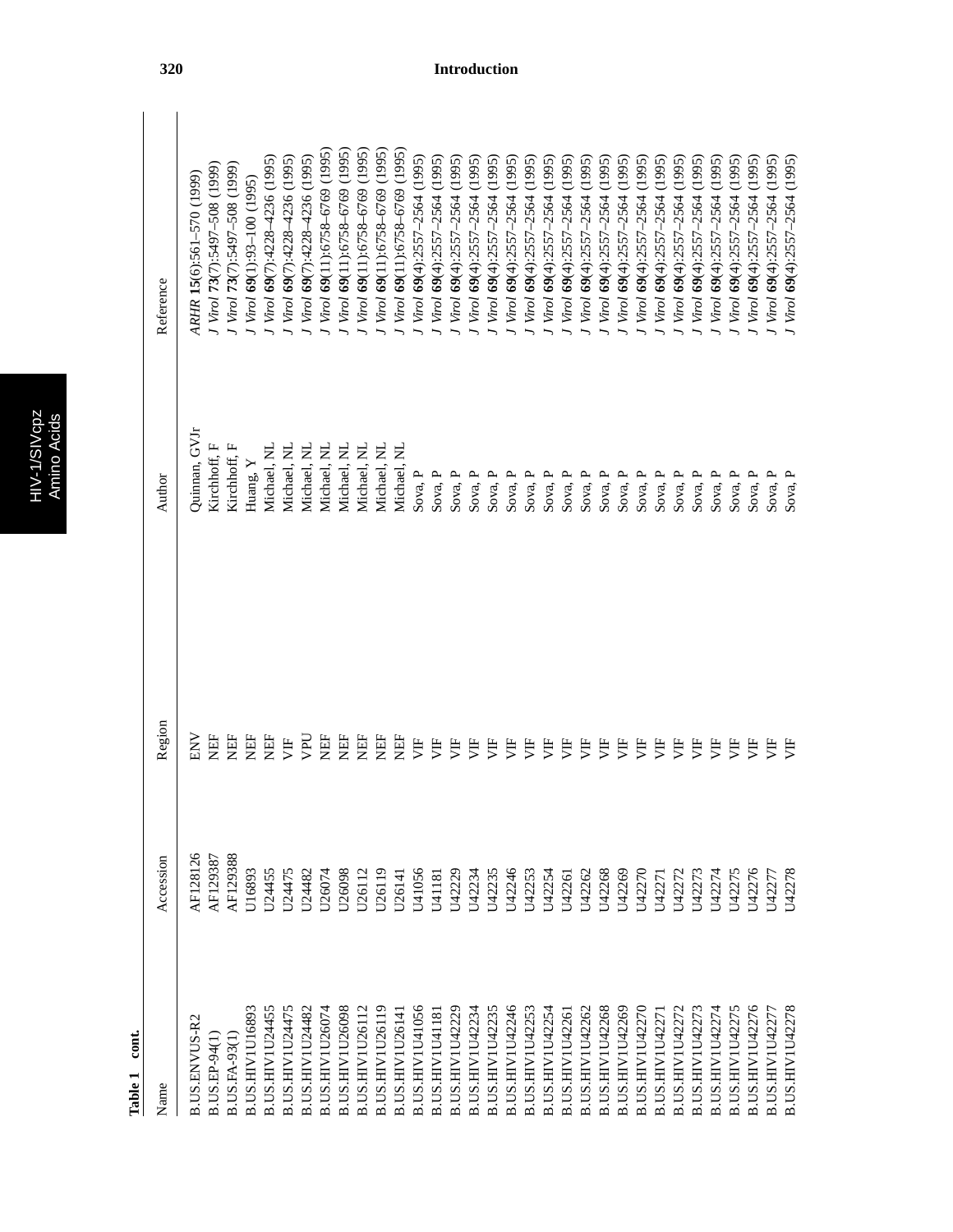**Table 1 cont.**

| Name | Accession | Region | Author | Reference |
|---|---|---|---|---|
| B.US.ENVUS-R2 | AF128126 | ENV | Quinnan, GVJr | *ARHR* **15**(6):561–570 (1999) |
| B.US.EP-94(1) | AF129387 | NEF | Kirchhoff, F | *J Virol* **73**(7):5497–508 (1999) |
| B.US.FA-93(1) | AF129388 | NEF | Kirchhoff, F | *J Virol* **73**(7):5497–508 (1999) |
| B.US.HIV1U16893 | U16893 | NEF | Huang, Y | *J Virol* **69**(1):93–100 (1995) |
| B.US.HIV1U24455 | U24455 | NEF | Michael, NL | *J Virol* **69**(7):4228–4236 (1995) |
| B.US.HIV1U24475 | U24475 | VIF | Michael, NL | *J Virol* **69**(7):4228–4236 (1995) |
| B.US.HIV1U24482 | U24482 | VPU | Michael, NL | *J Virol* **69**(7):4228–4236 (1995) |
| B.US.HIV1U26074 | U26074 | NEF | Michael, NL | *J Virol* **69**(11):6758–6769 (1995) |
| B.US.HIV1U26098 | U26098 | NEF | Michael, NL | *J Virol* **69**(11):6758–6769 (1995) |
| B.US.HIV1U26112 | U26112 | NEF | Michael, NL | *J Virol* **69**(11):6758–6769 (1995) |
| B.US.HIV1U26119 | U26119 | NEF | Michael, NL | *J Virol* **69**(11):6758–6769 (1995) |
| B.US.HIV1U26141 | U26141 | NEF | Michael, NL | *J Virol* **69**(11):6758–6769 (1995) |
| B.US.HIV1U41056 | U41056 | VIF | Sova, P | *J Virol* **69**(4):2557–2564 (1995) |
| B.US.HIV1U41181 | U41181 | VIF | Sova, P | *J Virol* **69**(4):2557–2564 (1995) |
| B.US.HIV1U42229 | U42229 | VIF | Sova, P | *J Virol* **69**(4):2557–2564 (1995) |
| B.US.HIV1U42234 | U42234 | VIF | Sova, P | *J Virol* **69**(4):2557–2564 (1995) |
| B.US.HIV1U42235 | U42235 | VIF | Sova, P | *J Virol* **69**(4):2557–2564 (1995) |
| B.US.HIV1U42246 | U42246 | VIF | Sova, P | *J Virol* **69**(4):2557–2564 (1995) |
| B.US.HIV1U42253 | U42253 | VIF | Sova, P | *J Virol* **69**(4):2557–2564 (1995) |
| B.US.HIV1U42254 | U42254 | VIF | Sova, P | *J Virol* **69**(4):2557–2564 (1995) |
| B.US.HIV1U42261 | U42261 | VIF | Sova, P | *J Virol* **69**(4):2557–2564 (1995) |
| B.US.HIV1U42262 | U42262 | VIF | Sova, P | *J Virol* **69**(4):2557–2564 (1995) |
| B.US.HIV1U42268 | U42268 | VIF | Sova, P | *J Virol* **69**(4):2557–2564 (1995) |
| B.US.HIV1U42269 | U42269 | VIF | Sova, P | *J Virol* **69**(4):2557–2564 (1995) |
| B.US.HIV1U42270 | U42270 | VIF | Sova, P | *J Virol* **69**(4):2557–2564 (1995) |
| B.US.HIV1U42271 | U42271 | VIF | Sova, P | *J Virol* **69**(4):2557–2564 (1995) |
| B.US.HIV1U42272 | U42272 | VIF | Sova, P | *J Virol* **69**(4):2557–2564 (1995) |
| B.US.HIV1U42273 | U42273 | VIF | Sova, P | *J Virol* **69**(4):2557–2564 (1995) |
| B.US.HIV1U42274 | U42274 | VIF | Sova, P | *J Virol* **69**(4):2557–2564 (1995) |
| B.US.HIV1U42275 | U42275 | VIF | Sova, P | *J Virol* **69**(4):2557–2564 (1995) |
| B.US.HIV1U42276 | U42276 | VIF | Sova, P | *J Virol* **69**(4):2557–2564 (1995) |
| B.US.HIV1U42277 | U42277 | VIF | Sova, P | *J Virol* **69**(4):2557–2564 (1995) |
| B.US.HIV1U42278 | U42278 | VIF | Sova, P | *J Virol* **69**(4):2557–2564 (1995) |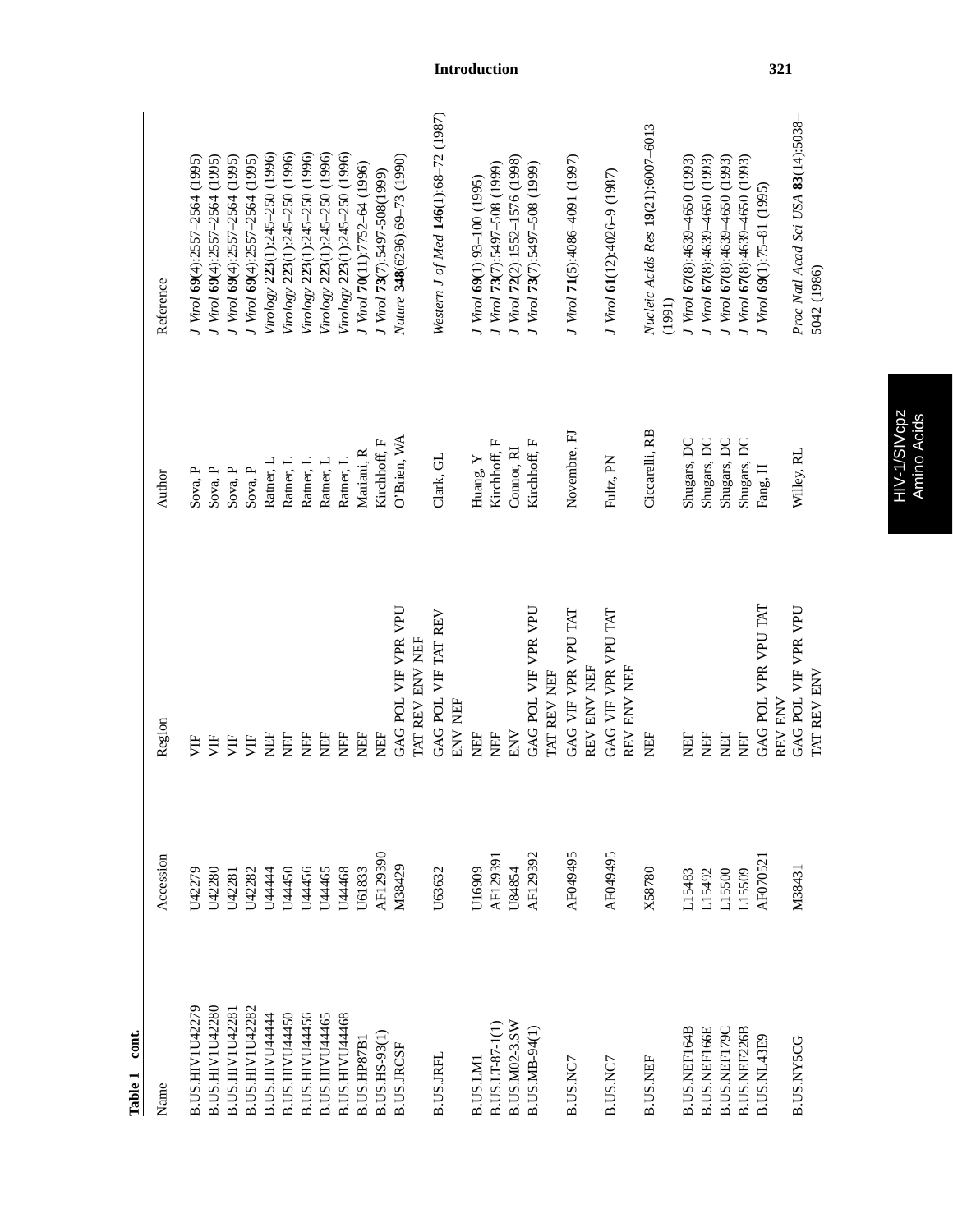**Table 1 cont.**

| Name | Accession | Region | Author | Reference |
|---|---|---|---|---|
| B.US.HIV1U42279 | U42279 | VIF | Sova, P | *J Virol* **69**(4):2557–2564 (1995) |
| B.US.HIV1U42280 | U42280 | VIF | Sova, P | *J Virol* **69**(4):2557–2564 (1995) |
| B.US.HIV1U42281 | U42281 | VIF | Sova, P | *J Virol* **69**(4):2557–2564 (1995) |
| B.US.HIV1U42282 | U42282 | VIF | Sova, P | *J Virol* **69**(4):2557–2564 (1995) |
| B.US.HIVU44444 | U44444 | NEF | Ratner, L | *Virology* **223**(1):245–250 (1996) |
| B.US.HIVU44450 | U44450 | NEF | Ratner, L | *Virology* **223**(1):245–250 (1996) |
| B.US.HIVU44456 | U44456 | NEF | Ratner, L | *Virology* **223**(1):245–250 (1996) |
| B.US.HIVU44465 | U44465 | NEF | Ratner, L | *Virology* **223**(1):245–250 (1996) |
| B.US.HIVU44468 | U44468 | NEF | Ratner, L | *Virology* **223**(1):245–250 (1996) |
| B.US.HP87B1 | U61833 | NEF | Mariani, R | *J Virol* **70**(11):7752–64 (1996) |
| B.US.HS-93(1) | AF129390 | NEF | Kirchhoff, F | *J Virol* **73**(7):5497-508(1999) |
| B.US.JRCSF | M38429 | GAG POL VIF VPR VPU TAT REV ENV NEF | O'Brien, WA | *Nature* **348**(6296):69–73 (1990) |
| B.US.JRFL | U63632 | GAG POL VIF TAT REV ENV NEF | Clark, GL | *Western J of Med* **146**(1):68–72 (1987) |
| B.US.LM1 | U16909 | NEF | Huang, Y | *J Virol* **69**(1):93–100 (1995) |
| B.US.LT-87-1(1) | AF129391 | NEF | Kirchhoff, F | *J Virol* **73**(7):5497–508 (1999) |
| B.US.M02-3.SW | U84854 | ENV | Connor, RI | *J Virol* **72**(2):1552–1576 (1998) |
| B.US.MB-94(1) | AF129392 | GAG POL VIF VPR VPU TAT REV NEF | Kirchhoff, F | *J Virol* **73**(7):5497–508 (1999) |
| B.US.NC7 | AF049495 | GAG VIF VPR VPU TAT REV ENV NEF | Novembre, FJ | *J Virol* **71**(5):4086–4091 (1997) |
| B.US.NC7 | AF049495 | GAG VIF VPR VPU TAT REV ENV NEF | Fultz, PN | *J Virol* **61**(12):4026–9 (1987) |
| B.US.NEF | X58780 | NEF | Ciccarelli, RB | *Nucleic Acids Res* **19**(21):6007–6013 (1991) |
| B.US.NEF164B | L15483 | NEF | Shugars, DC | *J Virol* **67**(8):4639–4650 (1993) |
| B.US.NEF166E | L15492 | NEF | Shugars, DC | *J Virol* **67**(8):4639–4650 (1993) |
| B.US.NEF179C | L15500 | NEF | Shugars, DC | *J Virol* **67**(8):4639–4650 (1993) |
| B.US.NEF226B | L15509 | NEF | Shugars, DC | *J Virol* **67**(8):4639–4650 (1993) |
| B.US.NL43E9 | AF070521 | GAG POL VPR VPU TAT REV ENV | Fang, H | *J Virol* **69**(1):75–81 (1995) |
| B.US.NY5CG | M38431 | GAG POL VIF VPR VPU TAT REV ENV | Willey, RL | *Proc Natl Acad Sci USA* **83**(14):5038–5042 (1986) |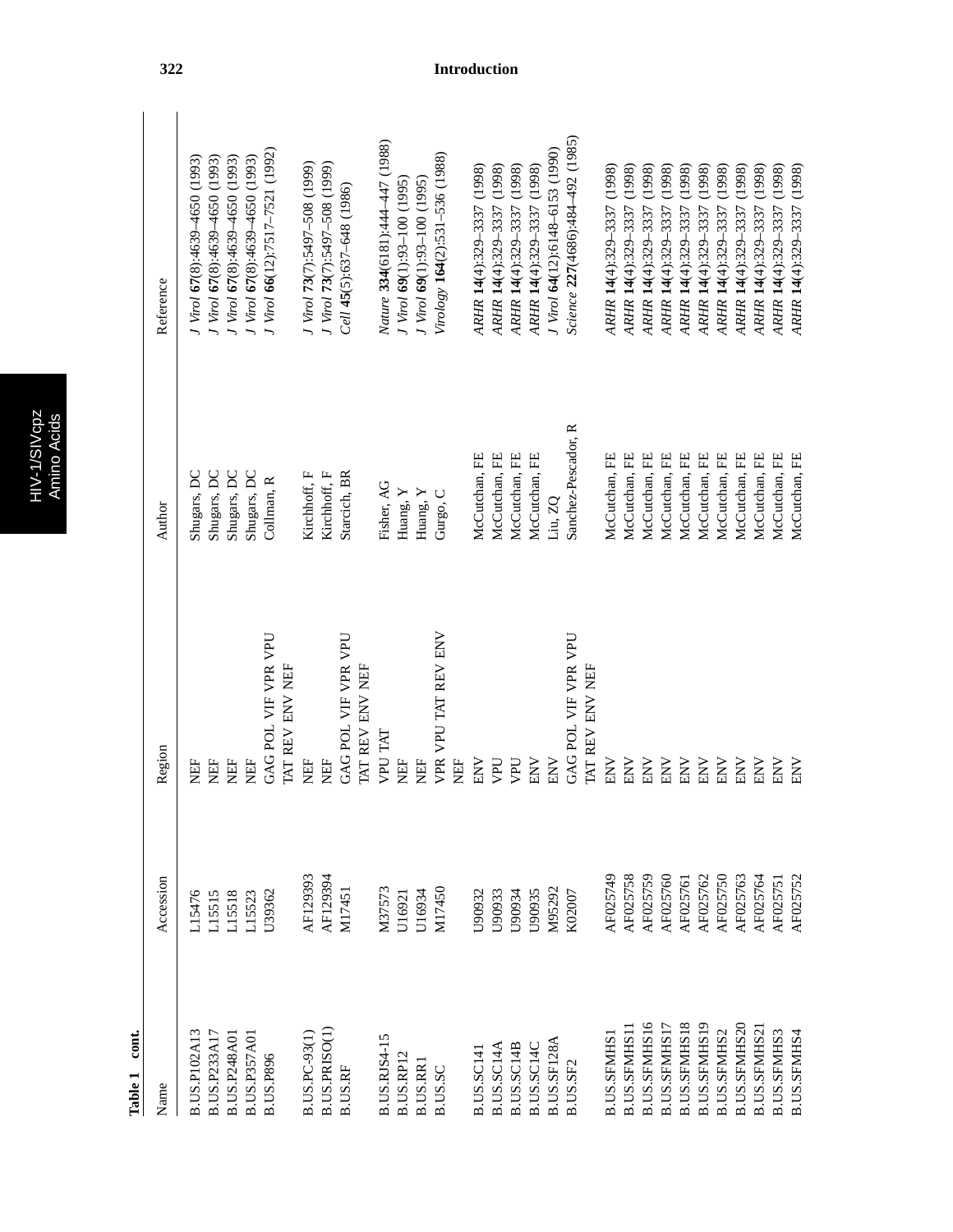**Table 1 cont.**

| Name | Accession | Region | Author | Reference |
|---|---|---|---|---|
| B.US.P102A13 | L15476 | NEF | Shugars, DC | *J Virol* **67**(8):4639–4650 (1993) |
| B.US.P233A17 | L15515 | NEF | Shugars, DC | *J Virol* **67**(8):4639–4650 (1993) |
| B.US.P248A01 | L15518 | NEF | Shugars, DC | *J Virol* **67**(8):4639–4650 (1993) |
| B.US.P357A01 | L15523 | NEF | Shugars, DC | *J Virol* **67**(8):4639–4650 (1993) |
| B.US.P896 | U39362 | GAG POL VIF VPR VPU TAT REV ENV NEF | Collman, R | *J Virol* **66**(12):7517–7521 (1992) |
| B.US.PC-93(1) | AF129393 | NEF | Kirchhoff, F | *J Virol* **73**(7):5497–508 (1999) |
| B.US.PRISO(1) | AF129394 | NEF | Kirchhoff, F | *J Virol* **73**(7):5497–508 (1999) |
| B.US.RF | M17451 | GAG POL VIF VPR VPU TAT REV ENV NEF | Starcich, BR | *Cell* **45**(5):637–648 (1986) |
| B.US.RJS4-15 | M37573 | VPU TAT | Fisher, AG | *Nature* **334**(6181):444–447 (1988) |
| B.US.RP12 | U16921 | NEF | Huang, Y | *J Virol* **69**(1):93–100 (1995) |
| B.US.RR1 | U16934 | NEF | Huang, Y | *J Virol* **69**(1):93–100 (1995) |
| B.US.SC | M17450 | VPR VPU TAT REV ENV NEF | Gurgo, C | *Virology* **164**(2):531–536 (1988) |
| B.US.SC141 | U90932 | ENV | McCutchan, FE | *ARHR* **14**(4):329–3337 (1998) |
| B.US.SC14A | U90933 | VPU | McCutchan, FE | *ARHR* **14**(4):329–3337 (1998) |
| B.US.SC14B | U90934 | VPU | McCutchan, FE | *ARHR* **14**(4):329–3337 (1998) |
| B.US.SC14C | U90935 | ENV | McCutchan, FE | *ARHR* **14**(4):329–3337 (1998) |
| B.US.SF128A | M95292 | ENV | Liu, ZQ | *J Virol* **64**(12):6148–6153 (1990) |
| B.US.SF2 | K02007 | GAG POL VIF VPR VPU TAT REV ENV NEF | Sanchez-Pescador, R | *Science* **227**(4686):484–492 (1985) |
| B.US.SFMHS1 | AF025749 | ENV | McCutchan, FE | *ARHR* **14**(4):329–3337 (1998) |
| B.US.SFMHS11 | AF025758 | ENV | McCutchan, FE | *ARHR* **14**(4):329–3337 (1998) |
| B.US.SFMHS16 | AF025759 | ENV | McCutchan, FE | *ARHR* **14**(4):329–3337 (1998) |
| B.US.SFMHS17 | AF025760 | ENV | McCutchan, FE | *ARHR* **14**(4):329–3337 (1998) |
| B.US.SFMHS18 | AF025761 | ENV | McCutchan, FE | *ARHR* **14**(4):329–3337 (1998) |
| B.US.SFMHS19 | AF025762 | ENV | McCutchan, FE | *ARHR* **14**(4):329–3337 (1998) |
| B.US.SFMHS2 | AF025750 | ENV | McCutchan, FE | *ARHR* **14**(4):329–3337 (1998) |
| B.US.SFMHS20 | AF025763 | ENV | McCutchan, FE | *ARHR* **14**(4):329–3337 (1998) |
| B.US.SFMHS21 | AF025764 | ENV | McCutchan, FE | *ARHR* **14**(4):329–3337 (1998) |
| B.US.SFMHS3 | AF025751 | ENV | McCutchan, FE | *ARHR* **14**(4):329–3337 (1998) |
| B.US.SFMHS4 | AF025752 | ENV | McCutchan, FE | *ARHR* **14**(4):329–3337 (1998) |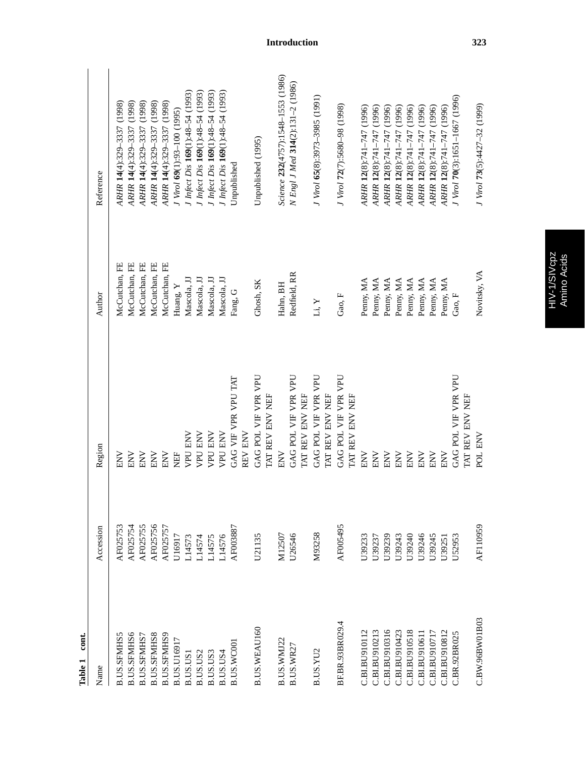**Table 1 cont.**

| Name | Accession | Region | Author | Reference |
|---|---|---|---|---|
| B.US.SFMHS5 | AF025753 | ENV | McCutchan, FE | *ARHR* **14**(4):329–3337 (1998) |
| B.US.SFMHS6 | AF025754 | ENV | McCutchan, FE | *ARHR* **14**(4):329–3337 (1998) |
| B.US.SFMHS7 | AF025755 | ENV | McCutchan, FE | *ARHR* **14**(4):329–3337 (1998) |
| B.US.SFMHS8 | AF025756 | ENV | McCutchan, FE | *ARHR* **14**(4):329–3337 (1998) |
| B.US.SFMHS9 | AF025757 | ENV | McCutchan, FE | *ARHR* **14**(4):329–3337 (1998) |
| B.US.U16917 | U16917 | NEF | Huang, Y | *J Virol* **69**(1):93–100 (1995) |
| B.US.US1 | L14573 | VPU ENV | Mascola, JJ | *J Infect Dis* **169**(1):48–54 (1993) |
| B.US.US2 | L14574 | VPU ENV | Mascola, JJ | *J Infect Dis* **169**(1):48–54 (1993) |
| B.US.US3 | L14575 | VPU ENV | Mascola, JJ | *J Infect Dis* **169**(1):48–54 (1993) |
| B.US.US4 | L14576 | VPU ENV | Mascola, JJ | *J Infect Dis* **169**(1):48–54 (1993) |
| B.US.WC001 | AF003887 | GAG VIF VPR VPU TAT REV ENV | Fang, G | Unpublished |
| B.US.WEAU160 | U21135 | GAG POL VIF VPR VPU TAT REV ENV NEF | Ghosh, SK | Unpublished (1995) |
| B.US.WMJ22 | M12507 | ENV | Hahn, BH | *Science* **232**(4757):1548–1553 (1986) |
| B.US.WR27 | U26546 | GAG POL VIF VPR VPU TAT REV ENV NEF | Redfield, RR | *N Engl J Med* **314**(2):131–2 (1986) |
| B.US.YU2 | M93258 | GAG POL VIF VPR VPU TAT REV ENV NEF | Li, Y | *J Virol* **65**(8):3973–3985 (1991) |
| BF.BR.93BR029.4 | AF005495 | GAG POL VIF VPR VPU TAT REV ENV NEF | Gao, F | *J Virol* **72**(7):5680–98 (1998) |
| C.BI.BU910112 | U39233 | ENV | Penny, MA | *ARHR* **12**(8):741–747 (1996) |
| C.BI.BU910213 | U39237 | ENV | Penny, MA | *ARHR* **12**(8):741–747 (1996) |
| C.BI.BU910316 | U39239 | ENV | Penny, MA | *ARHR* **12**(8):741–747 (1996) |
| C.BI.BU910423 | U39243 | ENV | Penny, MA | *ARHR* **12**(8):741–747 (1996) |
| C.BI.BU910518 | U39240 | ENV | Penny, MA | *ARHR* **12**(8):741–747 (1996) |
| C.BI.BU910611 | U39246 | ENV | Penny, MA | *ARHR* **12**(8):741–747 (1996) |
| C.BI.BU910717 | U39245 | ENV | Penny, MA | *ARHR* **12**(8):741–747 (1996) |
| C.BI.BU910812 | U39251 | ENV | Penny, MA | *ARHR* **12**(8):741–747 (1996) |
| C.BR.92BR025 | U52953 | GAG POL VIF VPR VPU TAT REV ENV NEF | Gao, F | *J Virol* **70**(3):1651–1667 (1996) |
| C.BW.96BW01B03 | AF110959 | POL ENV | Novitsky, VA | *J Virol* **73**(5):4427–32 (1999) |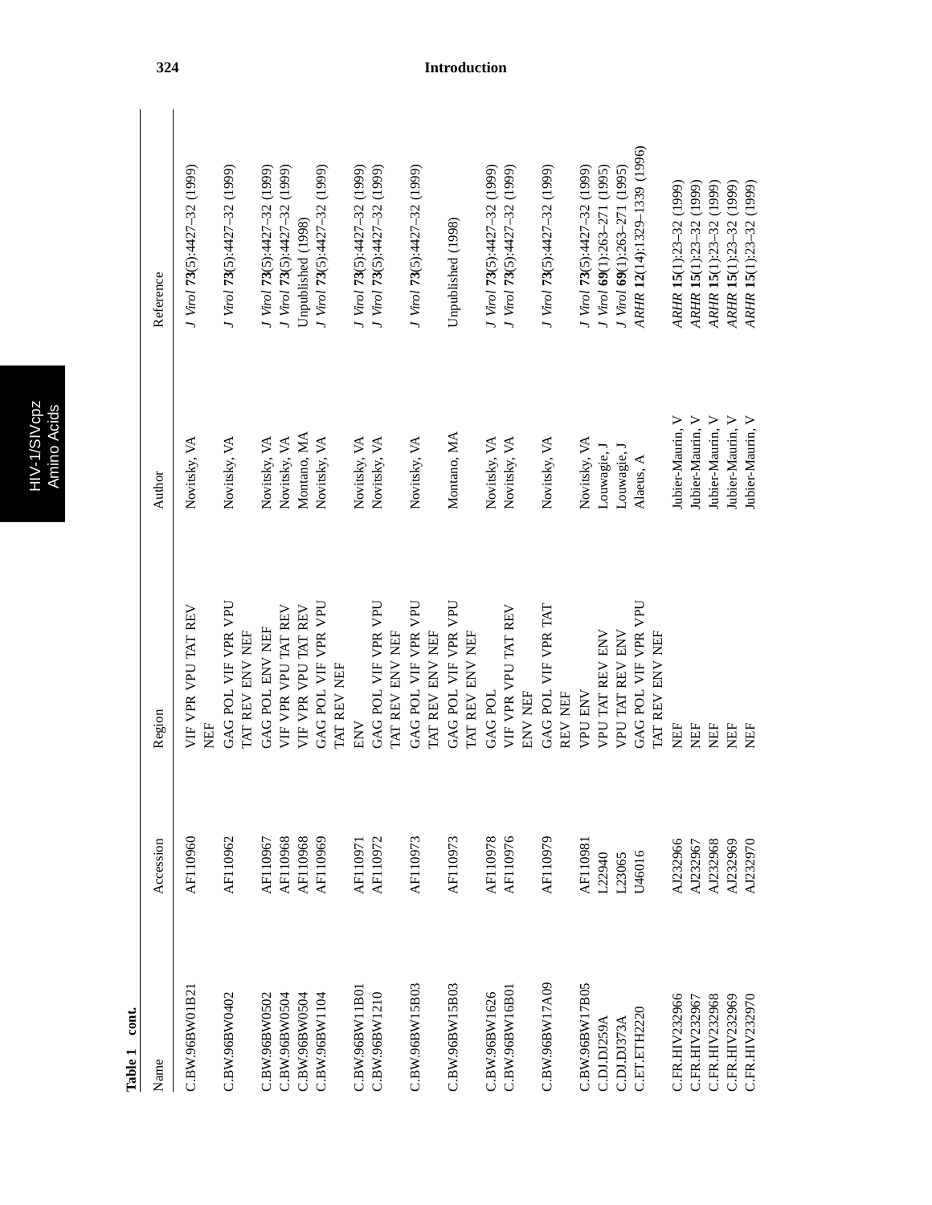**Table 1 cont.**

| Name | Accession | Region | Author | Reference |
|---|---|---|---|---|
| C.BW.96BW01B21 | AF110960 | VIF VPR VPU TAT REV NEF | Novitsky, VA | *J Virol* **73**(5):4427–32 (1999) |
| C.BW.96BW0402 | AF110962 | GAG POL VIF VPR VPU TAT REV ENV NEF | Novitsky, VA | *J Virol* **73**(5):4427–32 (1999) |
| C.BW.96BW0502 | AF110967 | GAG POL ENV NEF | Novitsky, VA | *J Virol* **73**(5):4427–32 (1999) |
| C.BW.96BW0504 | AF110968 | VIF VPR VPU TAT REV | Novitsky, VA | *J Virol* **73**(5):4427–32 (1999) |
| C.BW.96BW0504 | AF110968 | VIF VPR VPU TAT REV | Montano, MA | Unpublished (1998) |
| C.BW.96BW1104 | AF110969 | GAG POL VIF VPR VPU TAT REV NEF | Novitsky, VA | *J Virol* **73**(5):4427–32 (1999) |
| C.BW.96BW11B01 | AF110971 | ENV | Novitsky, VA | *J Virol* **73**(5):4427–32 (1999) |
| C.BW.96BW1210 | AF110972 | GAG POL VIF VPR VPU TAT REV ENV NEF | Novitsky, VA | *J Virol* **73**(5):4427–32 (1999) |
| C.BW.96BW15B03 | AF110973 | GAG POL VIF VPR VPU TAT REV ENV NEF | Novitsky, VA | *J Virol* **73**(5):4427–32 (1999) |
| C.BW.96BW15B03 | AF110973 | GAG POL VIF VPR VPU TAT REV ENV NEF | Montano, MA | Unpublished (1998) |
| C.BW.96BW1626 | AF110978 | GAG POL | Novitsky, VA | *J Virol* **73**(5):4427–32 (1999) |
| C.BW.96BW16B01 | AF110976 | VIF VPR VPU TAT REV ENV NEF | Novitsky, VA | *J Virol* **73**(5):4427–32 (1999) |
| C.BW.96BW17A09 | AF110979 | GAG POL VIF VPR TAT REV NEF | Novitsky, VA | *J Virol* **73**(5):4427–32 (1999) |
| C.BW.96BW17B05 | AF110981 | VPU ENV | Novitsky, VA | *J Virol* **73**(5):4427–32 (1999) |
| C.DJ.DJ259A | L22940 | VPU TAT REV ENV | Louwagie, J | *J Virol* **69**(1):263–271 (1995) |
| C.DJ.DJ373A | L23065 | VPU TAT REV ENV | Louwagie, J | *J Virol* **69**(1):263–271 (1995) |
| C.ET.ETH2220 | U46016 | GAG POL VIF VPR VPU TAT REV ENV NEF | Alaeus, A | *ARHR* **12**(14):1329–1339 (1996) |
| C.FR.HIV232966 | AJ232966 | NEF | Jubier-Maurin, V | *ARHR* **15**(1):23–32 (1999) |
| C.FR.HIV232967 | AJ232967 | NEF | Jubier-Maurin, V | *ARHR* **15**(1):23–32 (1999) |
| C.FR.HIV232968 | AJ232968 | NEF | Jubier-Maurin, V | *ARHR* **15**(1):23–32 (1999) |
| C.FR.HIV232969 | AJ232969 | NEF | Jubier-Maurin, V | *ARHR* **15**(1):23–32 (1999) |
| C.FR.HIV232970 | AJ232970 | NEF | Jubier-Maurin, V | *ARHR* **15**(1):23–32 (1999) |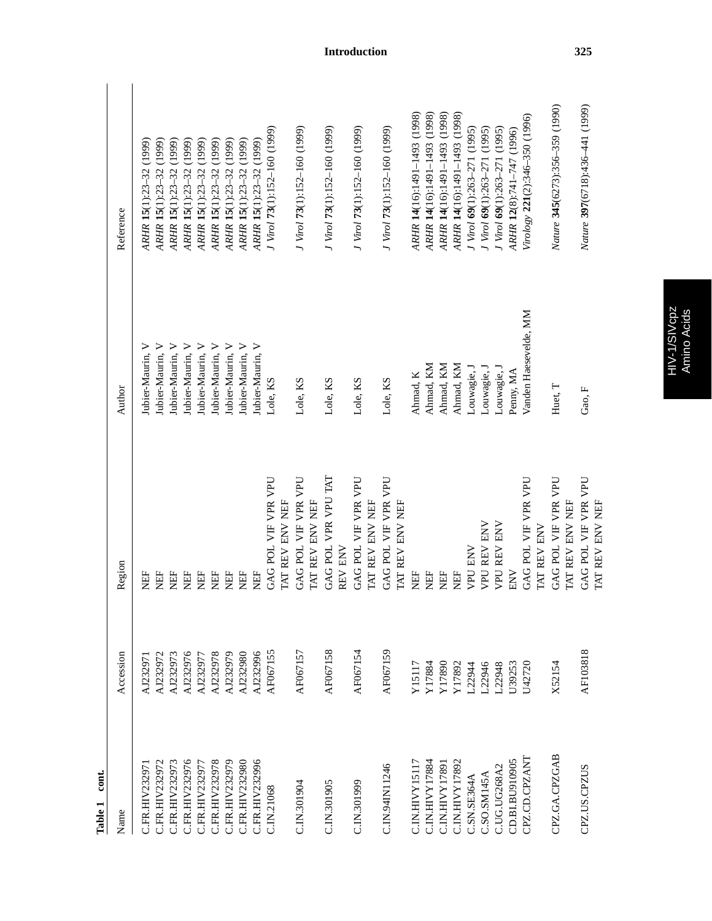**Table 1 cont.**

| Name | Accession | Region | Author | Reference |
|---|---|---|---|---|
| C.FR.HIV232971 | AJ232971 | NEF | Jubier-Maurin, V | *ARHR* **15**(1):23–32 (1999) |
| C.FR.HIV232972 | AJ232972 | NEF | Jubier-Maurin, V | *ARHR* **15**(1):23–32 (1999) |
| C.FR.HIV232973 | AJ232973 | NEF | Jubier-Maurin, V | *ARHR* **15**(1):23–32 (1999) |
| C.FR.HIV232976 | AJ232976 | NEF | Jubier-Maurin, V | *ARHR* **15**(1):23–32 (1999) |
| C.FR.HIV232977 | AJ232977 | NEF | Jubier-Maurin, V | *ARHR* **15**(1):23–32 (1999) |
| C.FR.HIV232978 | AJ232978 | NEF | Jubier-Maurin, V | *ARHR* **15**(1):23–32 (1999) |
| C.FR.HIV232979 | AJ232979 | NEF | Jubier-Maurin, V | *ARHR* **15**(1):23–32 (1999) |
| C.FR.HIV232980 | AJ232980 | NEF | Jubier-Maurin, V | *ARHR* **15**(1):23–32 (1999) |
| C.FR.HIV232996 | AJ232996 | NEF | Jubier-Maurin, V | *ARHR* **15**(1):23–32 (1999) |
| C.IN.21068 | AF067155 | GAG POL VIF VPR VPU TAT REV ENV NEF | Lole, KS | *J Virol* **73**(1):152–160 (1999) |
| C.IN.301904 | AF067157 | GAG POL VIF VPR VPU TAT REV ENV NEF | Lole, KS | *J Virol* **73**(1):152–160 (1999) |
| C.IN.301905 | AF067158 | GAG POL VPR VPU TAT REV ENV | Lole, KS | *J Virol* **73**(1):152–160 (1999) |
| C.IN.301999 | AF067154 | GAG POL VIF VPR VPU TAT REV ENV NEF | Lole, KS | *J Virol* **73**(1):152–160 (1999) |
| C.IN.94IN11246 | AF067159 | GAG POL VIF VPR VPU TAT REV ENV NEF | Lole, KS | *J Virol* **73**(1):152–160 (1999) |
| C.IN.HIVY15117 | Y15117 | NEF | Ahmad, K | *ARHR* **14**(16):1491–1493 (1998) |
| C.IN.HIVY17884 | Y17884 | NEF | Ahmad, KM | *ARHR* **14**(16):1491–1493 (1998) |
| C.IN.HIVY17891 | Y17890 | NEF | Ahmad, KM | *ARHR* **14**(16):1491–1493 (1998) |
| C.IN.HIVY17892 | Y17892 | NEF | Ahmad, KM | *ARHR* **14**(16):1491–1493 (1998) |
| C.SN.SE364A | L22944 | VPU ENV | Louwagie, J | *J Virol* **69**(1):263–271 (1995) |
| C.SO.SM145A | L22946 | VPU REV ENV | Louwagie, J | *J Virol* **69**(1):263–271 (1995) |
| C.UG.UG268A2 | L22948 | VPU REV ENV | Louwagie, J | *J Virol* **69**(1):263–271 (1995) |
| CD.BI.BU910905 | U39253 | ENV | Penny, MA | *ARHR* **12**(8):741–747 (1996) |
| CPZ.CD.CPZANT | U42720 | GAG POL VIF VPR VPU TAT REV ENV | Vanden Haesevelde, MM | *Virology* **221**(2):346–350 (1996) |
| CPZ.GA.CPZGAB | X52154 | GAG POL VIF VPR VPU TAT REV ENV NEF | Huet, T | *Nature* **345**(6273):356–359 (1990) |
| CPZ.US.CPZUS | AF103818 | GAG POL VIF VPR VPU TAT REV ENV NEF | Gao, F | *Nature* **397**(6718):436–441 (1999) |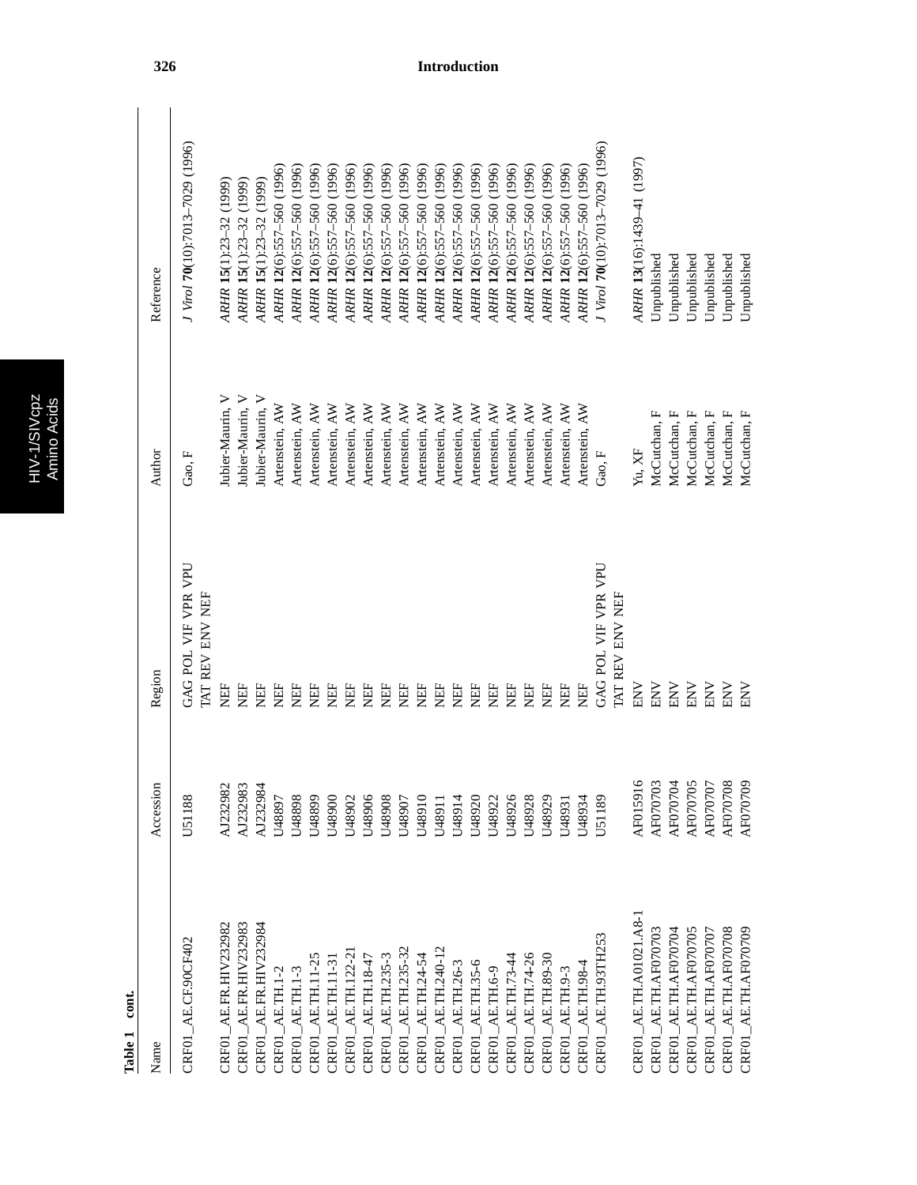**Table 1 cont.**

| Name | Accession | Region | Author | Reference |
|---|---|---|---|---|
| CRF01_AE.CF.90CF402 | U51188 | GAG POL VIF VPR VPU TAT REV ENV NEF | Gao, F | *J Virol* **70**(10):7013–7029 (1996) |
| CRF01_AE.FR.HIV232982 | AJ232982 | NEF | Jubier-Maurin, V | *ARHR* **15**(1):23–32 (1999) |
| CRF01_AE.FR.HIV232983 | AJ232983 | NEF | Jubier-Maurin, V | *ARHR* **15**(1):23–32 (1999) |
| CRF01_AE.FR.HIV232984 | AJ232984 | NEF | Jubier-Maurin, V | *ARHR* **15**(1):23–32 (1999) |
| CRF01_AE.TH.1-2 | U48897 | NEF | Artenstein, AW | *ARHR* **12**(6):557–560 (1996) |
| CRF01_AE.TH.1-3 | U48898 | NEF | Artenstein, AW | *ARHR* **12**(6):557–560 (1996) |
| CRF01_AE.TH.11-25 | U48899 | NEF | Artenstein, AW | *ARHR* **12**(6):557–560 (1996) |
| CRF01_AE.TH.11-31 | U48900 | NEF | Artenstein, AW | *ARHR* **12**(6):557–560 (1996) |
| CRF01_AE.TH.122-21 | U48902 | NEF | Artenstein, AW | *ARHR* **12**(6):557–560 (1996) |
| CRF01_AE.TH.18-47 | U48906 | NEF | Artenstein, AW | *ARHR* **12**(6):557–560 (1996) |
| CRF01_AE.TH.235-3 | U48908 | NEF | Artenstein, AW | *ARHR* **12**(6):557–560 (1996) |
| CRF01_AE.TH.235-32 | U48907 | NEF | Artenstein, AW | *ARHR* **12**(6):557–560 (1996) |
| CRF01_AE.TH.24-54 | U48910 | NEF | Artenstein, AW | *ARHR* **12**(6):557–560 (1996) |
| CRF01_AE.TH.240-12 | U48911 | NEF | Artenstein, AW | *ARHR* **12**(6):557–560 (1996) |
| CRF01_AE.TH.26-3 | U48914 | NEF | Artenstein, AW | *ARHR* **12**(6):557–560 (1996) |
| CRF01_AE.TH.35-6 | U48920 | NEF | Artenstein, AW | *ARHR* **12**(6):557–560 (1996) |
| CRF01_AE.TH.6-9 | U48922 | NEF | Artenstein, AW | *ARHR* **12**(6):557–560 (1996) |
| CRF01_AE.TH.73-44 | U48926 | NEF | Artenstein, AW | *ARHR* **12**(6):557–560 (1996) |
| CRF01_AE.TH.74-26 | U48928 | NEF | Artenstein, AW | *ARHR* **12**(6):557–560 (1996) |
| CRF01_AE.TH.89-30 | U48929 | NEF | Artenstein, AW | *ARHR* **12**(6):557–560 (1996) |
| CRF01_AE.TH.9-3 | U48931 | NEF | Artenstein, AW | *ARHR* **12**(6):557–560 (1996) |
| CRF01_AE.TH.98-4 | U48934 | NEF | Artenstein, AW | *ARHR* **12**(6):557–560 (1996) |
| CRF01_AE.TH.93TH253 | U51189 | GAG POL VIF VPR VPU TAT REV ENV NEF | Gao, F | *J Virol* **70**(10):7013–7029 (1996) |
| CRF01_AE.TH.A01021.A8-1 | AF015916 | ENV | Yu, XF | *ARHR* **13**(16):1439–41 (1997) |
| CRF01_AE.TH.AF070703 | AF070703 | ENV | McCutchan, F | Unpublished |
| CRF01_AE.TH.AF070704 | AF070704 | ENV | McCutchan, F | Unpublished |
| CRF01_AE.TH.AF070705 | AF070705 | ENV | McCutchan, F | Unpublished |
| CRF01_AE.TH.AF070707 | AF070707 | ENV | McCutchan, F | Unpublished |
| CRF01_AE.TH.AF070708 | AF070708 | ENV | McCutchan, F | Unpublished |
| CRF01_AE.TH.AF070709 | AF070709 | ENV | McCutchan, F | Unpublished |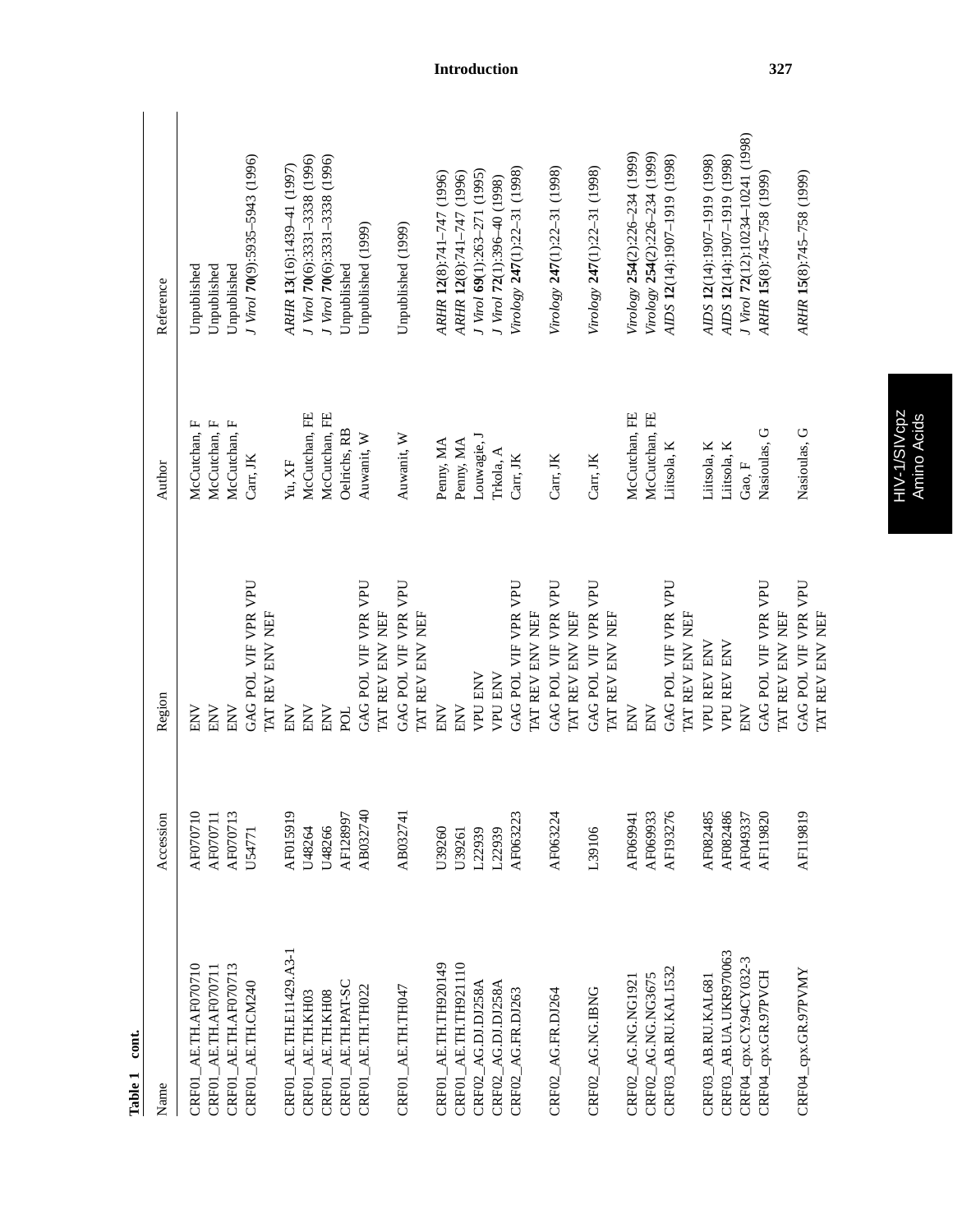**Table 1 cont.**

| Name | Accession | Region | Author | Reference |
|---|---|---|---|---|
| CRF01_AE.TH.AF070710 | AF070710 | ENV | McCutchan, F | Unpublished |
| CRF01_AE.TH.AF070711 | AF070711 | ENV | McCutchan, F | Unpublished |
| CRF01_AE.TH.AF070713 | AF070713 | ENV | McCutchan, F | Unpublished |
| CRF01_AE.TH.CM240 | U54771 | GAG POL VIF VPR VPU TAT REV ENV NEF | Carr, JK | *J Virol* **70**(9):5935–5943 (1996) |
| CRF01_AE.TH.E11429.A3-1 | AF015919 | ENV | Yu, XF | *ARHR* **13**(16):1439–41 (1997) |
| CRF01_AE.TH.KH03 | U48264 | ENV | McCutchan, FE | *J Virol* **70**(6):3331–3338 (1996) |
| CRF01_AE.TH.KH08 | U48266 | ENV | McCutchan, FE | *J Virol* **70**(6):3331–3338 (1996) |
| CRF01_AE.TH.PAT-SC | AF128997 | POL | Oelrichs, RB | Unpublished |
| CRF01_AE.TH.TH022 | AB032740 | GAG POL VIF VPR VPU TAT REV ENV NEF | Auwanit, W | Unpublished (1999) |
| CRF01_AE.TH.TH047 | AB032741 | GAG POL VIF VPR VPU TAT REV ENV NEF | Auwanit, W | Unpublished (1999) |
| CRF01_AE.TH.TH920149 | U39260 | ENV | Penny, MA | *ARHR* **12**(8):741–747 (1996) |
| CRF01_AE.TH.TH921110 | U39261 | ENV | Penny, MA | *ARHR* **12**(8):741–747 (1996) |
| CRF02_AG.DJ.DJ258A | L22939 | VPU ENV | Louwagie, J | *J Virol* **69**(1):263–271 (1995) |
| CRF02_AG.DJ.DJ258A | L22939 | VPU ENV | Trkola, A | *J Virol* **72**(1):396–40 (1998) |
| CRF02_AG.FR.DJ263 | AF063223 | GAG POL VIF VPR VPU TAT REV ENV NEF | Carr, JK | *Virology* **247**(1):22–31 (1998) |
| CRF02_AG.FR.DJ264 | AF063224 | GAG POL VIF VPR VPU TAT REV ENV NEF | Carr, JK | *Virology* **247**(1):22–31 (1998) |
| CRF02_AG.NG.IBNG | L39106 | GAG POL VIF VPR VPU TAT REV ENV NEF | Carr, JK | *Virology* **247**(1):22–31 (1998) |
| CRF02_AG.NG.NG1921 | AF069941 | ENV | McCutchan, FE | *Virology* **254**(2):226–234 (1999) |
| CRF02_AG.NG.NG3675 | AF069933 | ENV | McCutchan, FE | *Virology* **254**(2):226–234 (1999) |
| CRF03_AB.RU.KAL1532 | AF193276 | GAG POL VIF VPR VPU TAT REV ENV NEF | Liitsola, K | *AIDS* **12**(14):1907–1919 (1998) |
| CRF03_AB.RU.KAL681 | AF082485 | VPU REV ENV | Liitsola, K | *AIDS* **12**(14):1907–1919 (1998) |
| CRF03_AB.UA.UKR970063 | AF082486 | VPU REV ENV | Liitsola, K | *AIDS* **12**(14):1907–1919 (1998) |
| CRF04_cpx.CY.94CY032-3 | AF049337 | ENV | Gao, F | *J Virol* **72**(12):10234–10241 (1998) |
| CRF04_cpx.GR.97PVCH | AF119820 | GAG POL VIF VPR VPU TAT REV ENV NEF | Nasioulas, G | *ARHR* **15**(8):745–758 (1999) |
| CRF04_cpx.GR.97PVMY | AF119819 | GAG POL VIF VPR VPU TAT REV ENV NEF | Nasioulas, G | *ARHR* **15**(8):745–758 (1999) |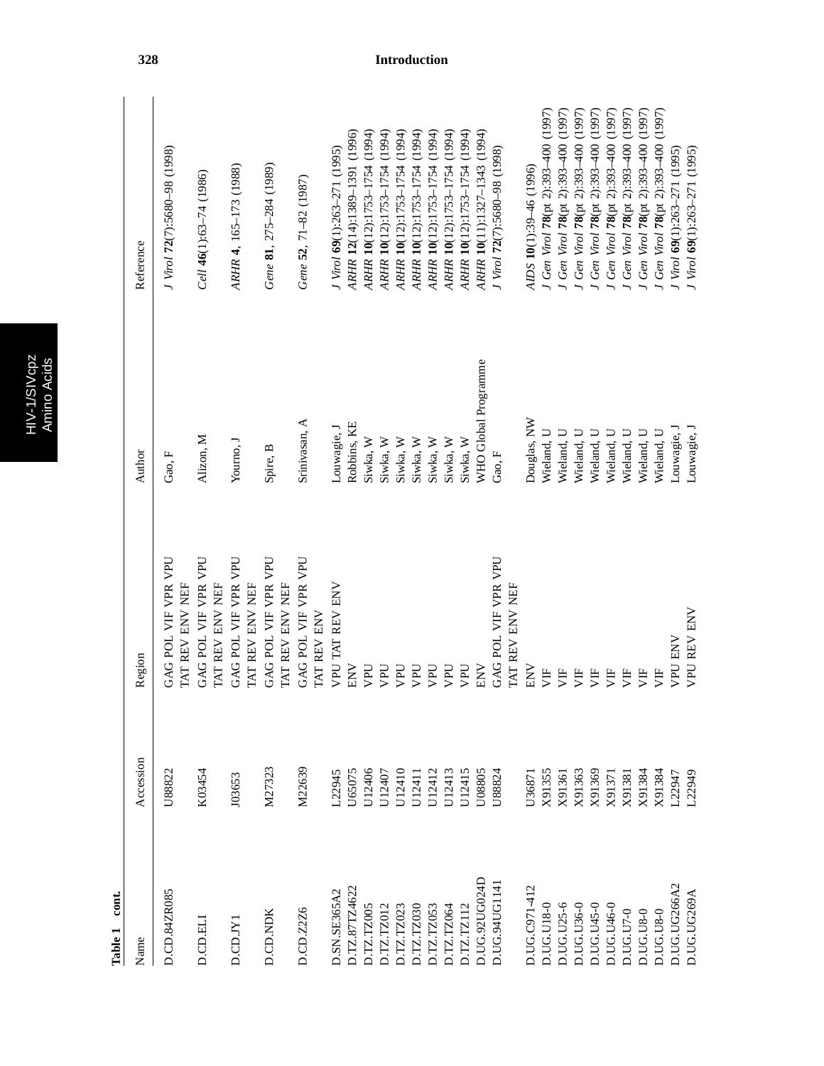**Table 1 cont.**

| Name | Accession | Region | Author | Reference |
|---|---|---|---|---|
| D.CD.84ZR085 | U88822 | GAG POL VIF VPR VPU TAT REV ENV NEF | Gao, F | *J Virol* **72**(7):5680–98 (1998) |
| D.CD.ELI | K03454 | GAG POL VIF VPR VPU TAT REV ENV NEF | Alizon, M | *Cell* **46**(1):63–74 (1986) |
| D.CD.JY1 | J03653 | GAG POL VIF VPR VPU TAT REV ENV NEF | Yourno, J | *ARHR* **4**, 165–173 (1988) |
| D.CD.NDK | M27323 | GAG POL VIF VPR VPU TAT REV ENV NEF | Spire, B | *Gene* **81**, 275–284 (1989) |
| D.CD.Z2Z6 | M22639 | GAG POL VIF VPR VPU TAT REV ENV | Srinivasan, A | *Gene* **52**, 71–82 (1987) |
| D.SN.SE365A2 | L22945 | VPU TAT REV ENV | Louwagie, J | *J Virol* **69**(1):263–271 (1995) |
| D.TZ.87TZ4622 | U65075 | ENV | Robbins, KE | *ARHR* **12**(14):1389–1391 (1996) |
| D.TZ.TZ005 | U12406 | VPU | Siwka, W | *ARHR* **10**(12):1753–1754 (1994) |
| D.TZ.TZ012 | U12407 | VPU | Siwka, W | *ARHR* **10**(12):1753–1754 (1994) |
| D.TZ.TZ023 | U12410 | VPU | Siwka, W | *ARHR* **10**(12):1753–1754 (1994) |
| D.TZ.TZ030 | U12411 | VPU | Siwka, W | *ARHR* **10**(12):1753–1754 (1994) |
| D.TZ.TZ053 | U12412 | VPU | Siwka, W | *ARHR* **10**(12):1753–1754 (1994) |
| D.TZ.TZ064 | U12413 | VPU | Siwka, W | *ARHR* **10**(12):1753–1754 (1994) |
| D.TZ.TZ112 | U12415 | VPU | Siwka, W | *ARHR* **10**(12):1753–1754 (1994) |
| D.UG.92UG024D | U08805 | ENV | WHO Global Programme | *ARHR* **10**(11):1327–1343 (1994) |
| D.UG.94UG1141 | U88824 | GAG POL VIF VPR VPU TAT REV ENV NEF | Gao, F | *J Virol* **72**(7):5680–98 (1998) |
| D.UG.C971-412 | U36871 | ENV | Douglas, NW | *AIDS* **10**(1):39–46 (1996) |
| D.UG.U18-0 | X91355 | VIF | Wieland, U | *J Gen Virol* **78**(pt 2):393–400 (1997) |
| D.UG.U25-6 | X91361 | VIF | Wieland, U | *J Gen Virol* **78**(pt 2):393–400 (1997) |
| D.UG.U36-0 | X91363 | VIF | Wieland, U | *J Gen Virol* **78**(pt 2):393–400 (1997) |
| D.UG.U45-0 | X91369 | VIF | Wieland, U | *J Gen Virol* **78**(pt 2):393–400 (1997) |
| D.UG.U46-0 | X91371 | VIF | Wieland, U | *J Gen Virol* **78**(pt 2):393–400 (1997) |
| D.UG.U7-0 | X91381 | VIF | Wieland, U | *J Gen Virol* **78**(pt 2):393–400 (1997) |
| D.UG.U8-0 | X91384 | VIF | Wieland, U | *J Gen Virol* **78**(pt 2):393–400 (1997) |
| D.UG.U8-0 | X91384 | VIF | Wieland, U | *J Gen Virol* **78**(pt 2):393–400 (1997) |
| D.UG.UG266A2 | L22947 | VPU ENV | Louwagie, J | *J Virol* **69**(1):263–271 (1995) |
| D.UG.UG269A | L22949 | VPU REV ENV | Louwagie, J | *J Virol* **69**(1):263–271 (1995) |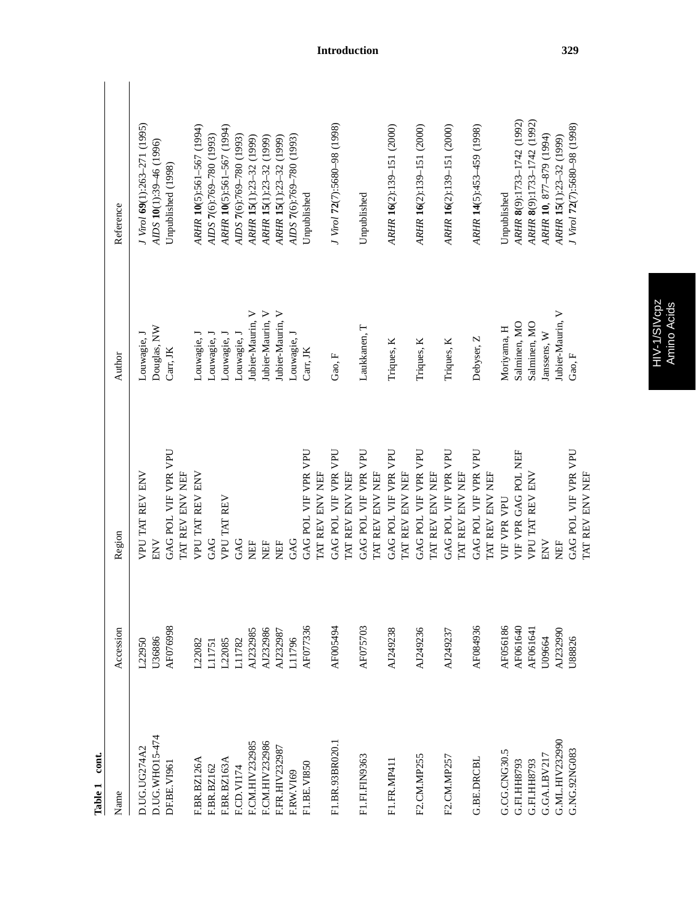**Table 1 cont.**

| Name | Accession | Region | Author | Reference |
|---|---|---|---|---|
| D.UG.UG274A2 | L22950 | VPU TAT REV ENV | Louwagie, J | *J Virol* **69**(1):263–271 (1995) |
| D.UG.WHO15-474 | U36886 | ENV | Douglas, NW | *AIDS* **10**(1):39–46 (1996) |
| DF.BE.VI961 | AF076998 | GAG POL VIF VPR VPU TAT REV ENV NEF | Carr, JK | Unpublished (1998) |
| F.BR.BZ126A | L22082 | VPU TAT REV ENV | Louwagie, J | *ARHR* **10**(5):561–567 (1994) |
| F.BR.BZ162 | L11751 | GAG | Louwagie, J | *AIDS* **7**(6):769–780 (1993) |
| F.BR.BZ163A | L22085 | VPU TAT REV | Louwagie, J | *ARHR* **10**(5):561–567 (1994) |
| F.CD.VI174 | L11782 | GAG | Louwagie, J | *AIDS* **7**(6):769–780 (1993) |
| F.CM.HIV232985 | AJ232985 | NEF | Jubier-Maurin, V | *ARHR* **15**(1):23–32 (1999) |
| F.CM.HIV232986 | AJ232986 | NEF | Jubier-Maurin, V | *ARHR* **15**(1):23–32 (1999) |
| F.FR.HIV232987 | AJ232987 | NEF | Jubier-Maurin, V | *ARHR* **15**(1):23–32 (1999) |
| F.RW.VI69 | L11796 | GAG | Louwagie, J | *AIDS* **7**(6):769–780 (1993) |
| F1.BE.VI850 | AF077336 | GAG POL VIF VPR VPU TAT REV ENV NEF | Carr, JK | Unpublished |
| F1.BR.93BR020.1 | AF005494 | GAG POL VIF VPR VPU TAT REV ENV NEF | Gao, F | *J Virol* **72**(7):5680–98 (1998) |
| F1.FI.FIN9363 | AF075703 | GAG POL VIF VPR VPU TAT REV ENV NEF | Laukkanen, T | Unpublished |
| F1.FR.MP411 | AJ249238 | GAG POL VIF VPR VPU TAT REV ENV NEF | Triques, K | *ARHR* **16**(2):139–151 (2000) |
| F2.CM.MP255 | AJ249236 | GAG POL VIF VPR VPU TAT REV ENV NEF | Triques, K | *ARHR* **16**(2):139–151 (2000) |
| F2.CM.MP257 | AJ249237 | GAG POL VIF VPR VPU TAT REV ENV NEF | Triques, K | *ARHR* **16**(2):139–151 (2000) |
| G.BE.DRCBL | AF084936 | GAG POL VIF VPR VPU TAT REV ENV NEF | Debyser, Z | *ARHR* **14**(5):453–459 (1998) |
| G.CG.CNG30.5 | AF056186 | VIF VPR VPU | Moriyama, H | Unpublished |
| G.FI.HH8793 | AF061640 | VIF VPR GAG POL NEF | Salminen, MO | *ARHR* **8**(9):1733–1742 (1992) |
| G.FI.HH8793 | AF061641 | VPU TAT REV ENV | Salminen, MO | *ARHR* **8**(9):1733–1742 (1992) |
| G.GA.LBV217 | U09664 | ENV | Janssens, W | *ARHR* **10**, 877–879 (1994) |
| G.ML.HIV232990 | AJ232990 | NEF | Jubier-Maurin, V | *ARHR* **15**(1):23–32 (1999) |
| G.NG.92NG083 | U88826 | GAG POL VIF VPR VPU TAT REV ENV NEF | Gao, F | *J Virol* **72**(7):5680–98 (1998) |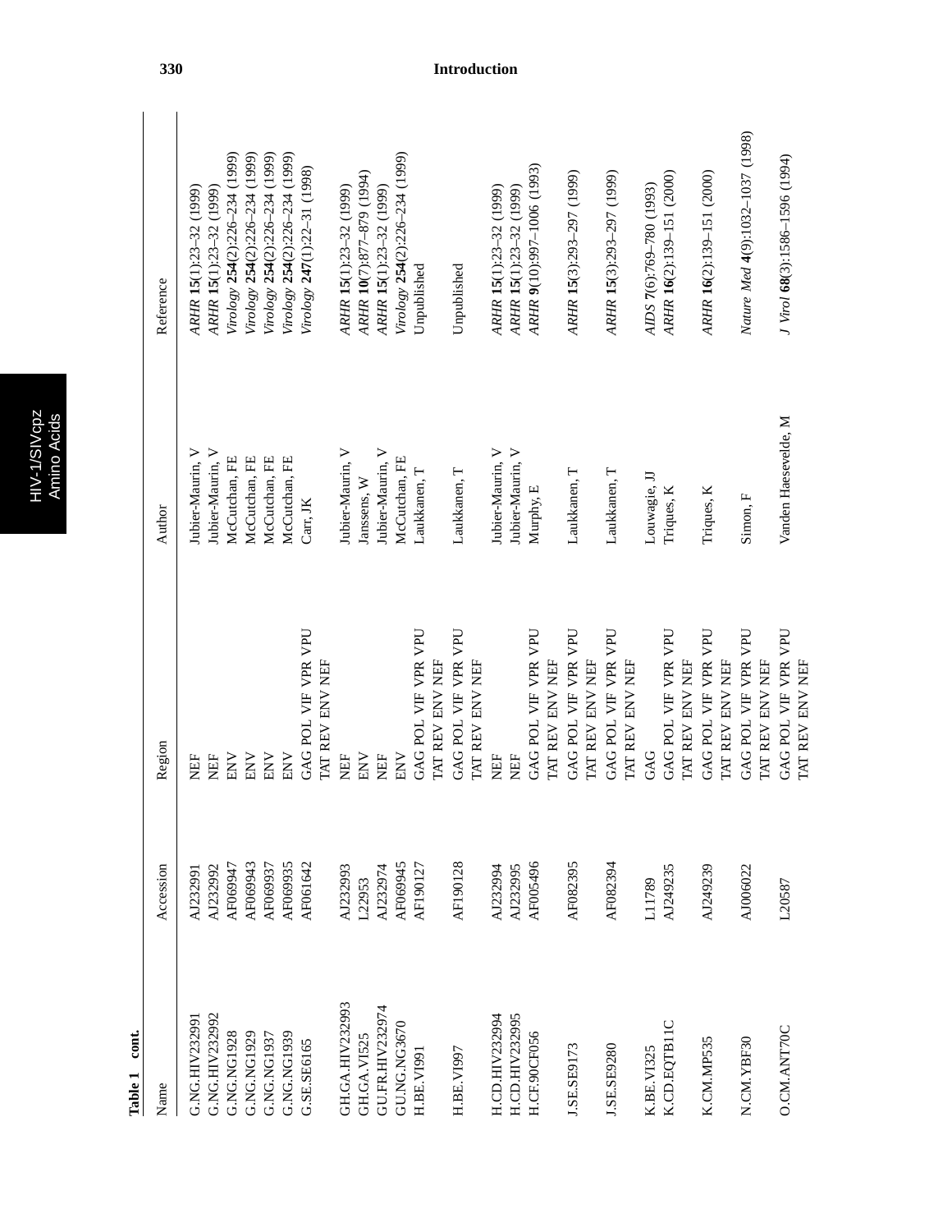**Table 1 cont.**

| Name | Accession | Region | Author | Reference |
|---|---|---|---|---|
| G.NG.HIV232991 | AJ232991 | NEF | Jubier-Maurin, V | *ARHR* **15**(1):23–32 (1999) |
| G.NG.HIV232992 | AJ232992 | NEF | Jubier-Maurin, V | *ARHR* **15**(1):23–32 (1999) |
| G.NG.NG1928 | AF069947 | ENV | McCutchan, FE | *Virology* **254**(2):226–234 (1999) |
| G.NG.NG1929 | AF069943 | ENV | McCutchan, FE | *Virology* **254**(2):226–234 (1999) |
| G.NG.NG1937 | AF069937 | ENV | McCutchan, FE | *Virology* **254**(2):226–234 (1999) |
| G.NG.NG1939 | AF069935 | ENV | McCutchan, FE | *Virology* **254**(2):226–234 (1999) |
| G.SE.SE6165 | AF061642 | GAG POL VIF VPR VPU TAT REV ENV NEF | Carr, JK | *Virology* **247**(1):22–31 (1998) |
| GH.GA.HIV232993 | AJ232993 | NEF | Jubier-Maurin, V | *ARHR* **15**(1):23–32 (1999) |
| GH.GA.VI525 | L22953 | ENV | Janssens, W | *ARHR* **10**(7):877–879 (1994) |
| GU.FR.HIV232974 | AJ232974 | NEF | Jubier-Maurin, V | *ARHR* **15**(1):23–32 (1999) |
| GU.NG.NG3670 | AF069945 | ENV | McCutchan, FE | *Virology* **254**(2):226–234 (1999) |
| H.BE.VI991 | AF190127 | GAG POL VIF VPR VPU TAT REV ENV NEF | Laukkanen, T | Unpublished |
| H.BE.VI997 | AF190128 | GAG POL VIF VPR VPU TAT REV ENV NEF | Laukkanen, T | Unpublished |
| H.CD.HIV232994 | AJ232994 | NEF | Jubier-Maurin, V | *ARHR* **15**(1):23–32 (1999) |
| H.CD.HIV232995 | AJ232995 | NEF | Jubier-Maurin, V | *ARHR* **15**(1):23–32 (1999) |
| H.CF.90CF056 | AF005496 | GAG POL VIF VPR VPU TAT REV ENV NEF | Murphy, E | *ARHR* **9**(10):997–1006 (1993) |
| J.SE.SE9173 | AF082395 | GAG POL VIF VPR VPU TAT REV ENV NEF | Laukkanen, T | *ARHR* **15**(3):293–297 (1999) |
| J.SE.SE9280 | AF082394 | GAG POL VIF VPR VPU TAT REV ENV NEF | Laukkanen, T | *ARHR* **15**(3):293–297 (1999) |
| K.BE.VI325 | L11789 | GAG | Louwagie, JJ | *AIDS* **7**(6):769–780 (1993) |
| K.CD.EQTB11C | AJ249235 | GAG POL VIF VPR VPU TAT REV ENV NEF | Triques, K | *ARHR* **16**(2):139–151 (2000) |
| K.CM.MP535 | AJ249239 | GAG POL VIF VPR VPU TAT REV ENV NEF | Triques, K | *ARHR* **16**(2):139–151 (2000) |
| N.CM.YBF30 | AJ006022 | GAG POL VIF VPR VPU TAT REV ENV NEF | Simon, F | *Nature Med* **4**(9):1032–1037 (1998) |
| O.CM.ANT70C | L20587 | GAG POL VIF VPR VPU TAT REV ENV NEF | Vanden Haesevelde, M | *J Virol* **68**(3):1586–1596 (1994) |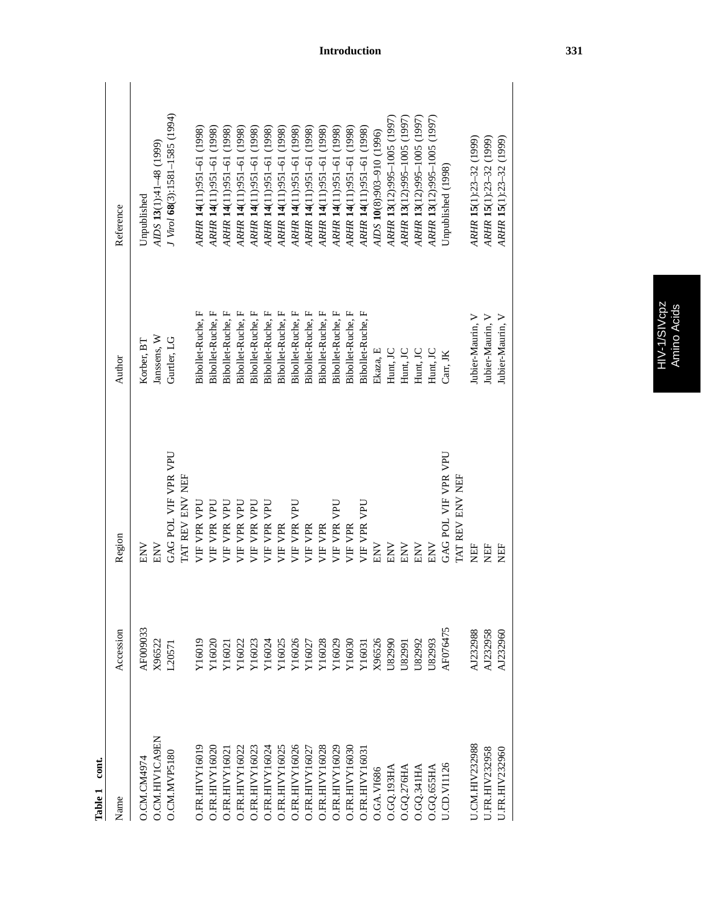**Table 1 cont.**

| Name | Accession | Region | Author | Reference |
|---|---|---|---|---|
| O.CM.CM4974 | AF009033 | ENV | Korber, BT | Unpublished |
| O.CM.HIV1CA9EN | X96522 | ENV | Janssens, W | *AIDS* **13**(1):41–48 (1999) |
| O.CM.MVP5180 | L20571 | GAG POL VIF VPR VPU TAT REV ENV NEF | Gurtler, LG | *J Virol* **68**(3):1581–1585 (1994) |
| O.FR.HIVY16019 | Y16019 | VIF VPR VPU | Bibollet-Ruche, F | *ARHR* **14**(11):951–61 (1998) |
| O.FR.HIVY16020 | Y16020 | VIF VPR VPU | Bibollet-Ruche, F | *ARHR* **14**(11):951–61 (1998) |
| O.FR.HIVY16021 | Y16021 | VIF VPR VPU | Bibollet-Ruche, F | *ARHR* **14**(11):951–61 (1998) |
| O.FR.HIVY16022 | Y16022 | VIF VPR VPU | Bibollet-Ruche, F | *ARHR* **14**(11):951–61 (1998) |
| O.FR.HIVY16023 | Y16023 | VIF VPR VPU | Bibollet-Ruche, F | *ARHR* **14**(11):951–61 (1998) |
| O.FR.HIVY16024 | Y16024 | VIF VPR VPU | Bibollet-Ruche, F | *ARHR* **14**(11):951–61 (1998) |
| O.FR.HIVY16025 | Y16025 | VIF VPR | Bibollet-Ruche, F | *ARHR* **14**(11):951–61 (1998) |
| O.FR.HIVY16026 | Y16026 | VIF VPR VPU | Bibollet-Ruche, F | *ARHR* **14**(11):951–61 (1998) |
| O.FR.HIVY16027 | Y16027 | VIF VPR | Bibollet-Ruche, F | *ARHR* **14**(11):951–61 (1998) |
| O.FR.HIVY16028 | Y16028 | VIF VPR | Bibollet-Ruche, F | *ARHR* **14**(11):951–61 (1998) |
| O.FR.HIVY16029 | Y16029 | VIF VPR VPU | Bibollet-Ruche, F | *ARHR* **14**(11):951–61 (1998) |
| O.FR.HIVY16030 | Y16030 | VIF VPR | Bibollet-Ruche, F | *ARHR* **14**(11):951–61 (1998) |
| O.FR.HIVY16031 | Y16031 | VIF VPR VPU | Bibollet-Ruche, F | *ARHR* **14**(11):951–61 (1998) |
| O.GA.VI686 | X96526 | ENV | Ekaza, E | *AIDS* **10**(8):903–910 (1996) |
| O.GQ.193HA | U82990 | ENV | Hunt, JC | *ARHR* **13**(12):995–1005 (1997) |
| O.GQ.276HA | U82991 | ENV | Hunt, JC | *ARHR* **13**(12):995–1005 (1997) |
| O.GQ.341HA | U82992 | ENV | Hunt, JC | *ARHR* **13**(12):995–1005 (1997) |
| O.GQ.655HA | U82993 | ENV | Hunt, JC | *ARHR* **13**(12):995–1005 (1997) |
| U.CD.VI1126 | AF076475 | GAG POL VIF VPR VPU TAT REV ENV NEF | Carr, JK | Unpublished (1998) |
| U.CM.HIV232988 | AJ232988 | NEF | Jubier-Maurin, V | *ARHR* **15**(1):23–32 (1999) |
| U.FR.HIV232958 | AJ232958 | NEF | Jubier-Maurin, V | *ARHR* **15**(1):23–32 (1999) |
| U.FR.HIV232960 | AJ232960 | NEF | Jubier-Maurin, V | *ARHR* **15**(1):23–32 (1999) |